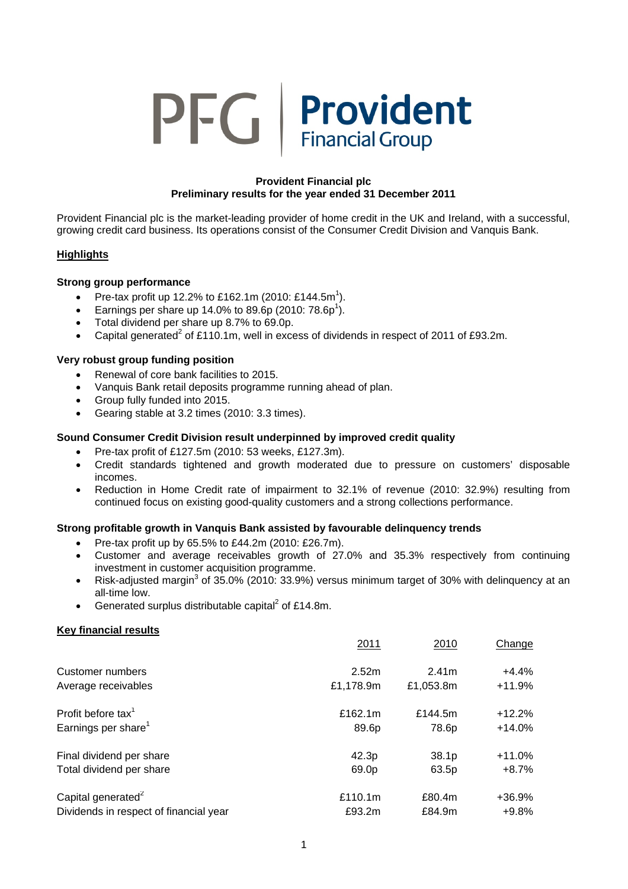**PFG | Provident Financial Group**

**Provident Financial plc**
**Preliminary results for the year ended 31 December 2011**

Provident Financial plc is the market-leading provider of home credit in the UK and Ireland, with a successful, growing credit card business. Its operations consist of the Consumer Credit Division and Vanquis Bank.

## Highlights

### Strong group performance

- Pre-tax profit up 12.2% to £162.1m (2010: £144.5m[1]).
- Earnings per share up 14.0% to 89.6p (2010: 78.6p[1]).
- Total dividend per share up 8.7% to 69.0p.
- Capital generated[2] of £110.1m, well in excess of dividends in respect of 2011 of £93.2m.

### Very robust group funding position

- Renewal of core bank facilities to 2015.
- Vanquis Bank retail deposits programme running ahead of plan.
- Group fully funded into 2015.
- Gearing stable at 3.2 times (2010: 3.3 times).

### Sound Consumer Credit Division result underpinned by improved credit quality

- Pre-tax profit of £127.5m (2010: 53 weeks, £127.3m).
- Credit standards tightened and growth moderated due to pressure on customers' disposable incomes.
- Reduction in Home Credit rate of impairment to 32.1% of revenue (2010: 32.9%) resulting from continued focus on existing good-quality customers and a strong collections performance.

### Strong profitable growth in Vanquis Bank assisted by favourable delinquency trends

- Pre-tax profit up by 65.5% to £44.2m (2010: £26.7m).
- Customer and average receivables growth of 27.0% and 35.3% respectively from continuing investment in customer acquisition programme.
- Risk-adjusted margin[3] of 35.0% (2010: 33.9%) versus minimum target of 30% with delinquency at an all-time low.
- Generated surplus distributable capital[2] of £14.8m.

## Key financial results

| | 2011 | 2010 | Change |
|---|---|---|---|
| Customer numbers | 2.52m | 2.41m | +4.4% |
| Average receivables | £1,178.9m | £1,053.8m | +11.9% |
| Profit before tax[1] | £162.1m | £144.5m | +12.2% |
| Earnings per share[1] | 89.6p | 78.6p | +14.0% |
| Final dividend per share | 42.3p | 38.1p | +11.0% |
| Total dividend per share | 69.0p | 63.5p | +8.7% |
| Capital generated[2] | £110.1m | £80.4m | +36.9% |
| Dividends in respect of financial year | £93.2m | £84.9m | +9.8% |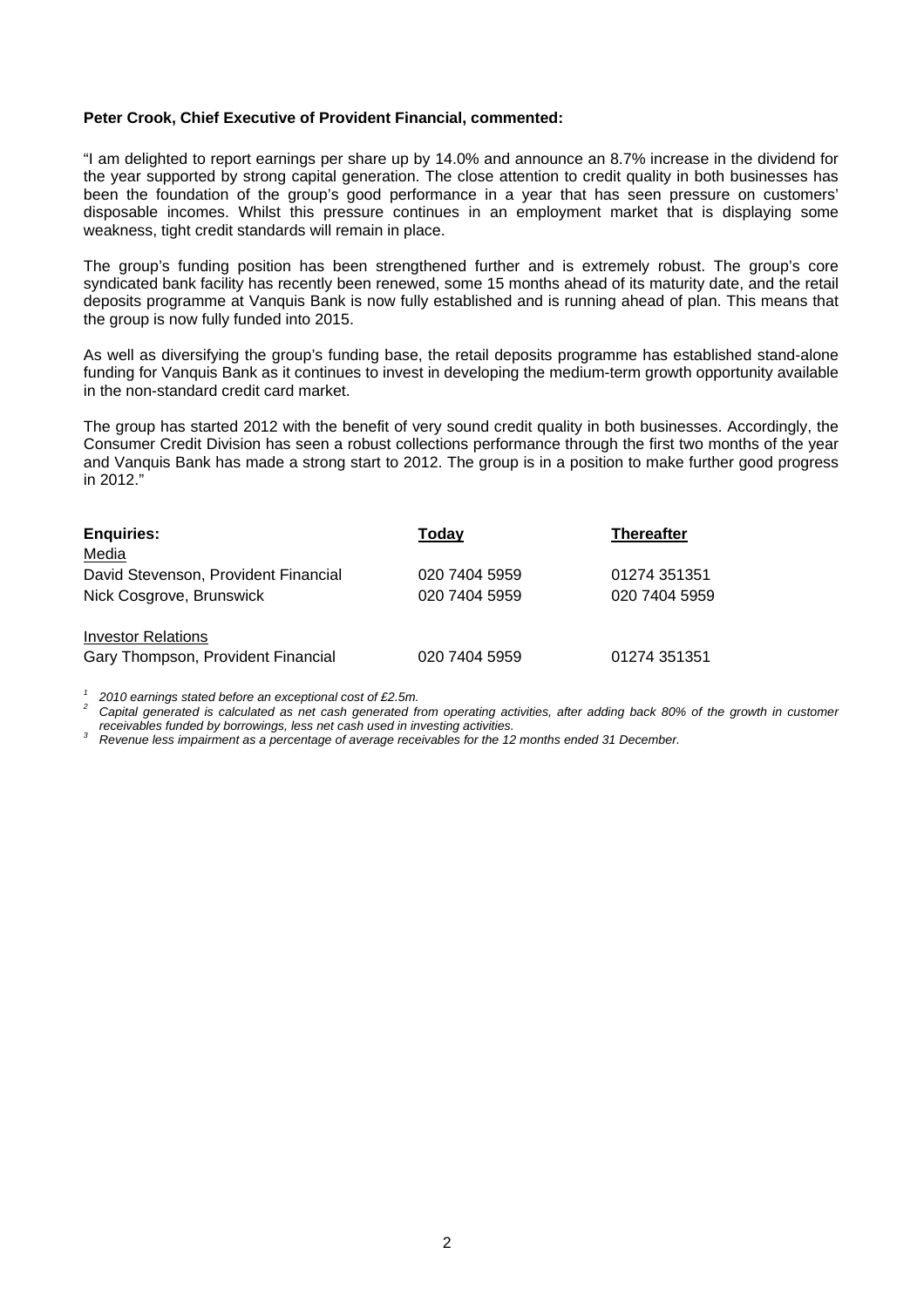**Peter Crook, Chief Executive of Provident Financial, commented:**

"I am delighted to report earnings per share up by 14.0% and announce an 8.7% increase in the dividend for the year supported by strong capital generation. The close attention to credit quality in both businesses has been the foundation of the group's good performance in a year that has seen pressure on customers' disposable incomes. Whilst this pressure continues in an employment market that is displaying some weakness, tight credit standards will remain in place.

The group's funding position has been strengthened further and is extremely robust. The group's core syndicated bank facility has recently been renewed, some 15 months ahead of its maturity date, and the retail deposits programme at Vanquis Bank is now fully established and is running ahead of plan. This means that the group is now fully funded into 2015.

As well as diversifying the group's funding base, the retail deposits programme has established stand-alone funding for Vanquis Bank as it continues to invest in developing the medium-term growth opportunity available in the non-standard credit card market.

The group has started 2012 with the benefit of very sound credit quality in both businesses. Accordingly, the Consumer Credit Division has seen a robust collections performance through the first two months of the year and Vanquis Bank has made a strong start to 2012. The group is in a position to make further good progress in 2012."

| **Enquiries:** | **Today** | **Thereafter** |
|---|---|---|
| Media | | |
| David Stevenson, Provident Financial | 020 7404 5959 | 01274 351351 |
| Nick Cosgrove, Brunswick | 020 7404 5959 | 020 7404 5959 |
| | | |
| Investor Relations | | |
| Gary Thompson, Provident Financial | 020 7404 5959 | 01274 351351 |

[1] *2010 earnings stated before an exceptional cost of £2.5m.*

[2] *Capital generated is calculated as net cash generated from operating activities, after adding back 80% of the growth in customer receivables funded by borrowings, less net cash used in investing activities.*

[3] *Revenue less impairment as a percentage of average receivables for the 12 months ended 31 December.*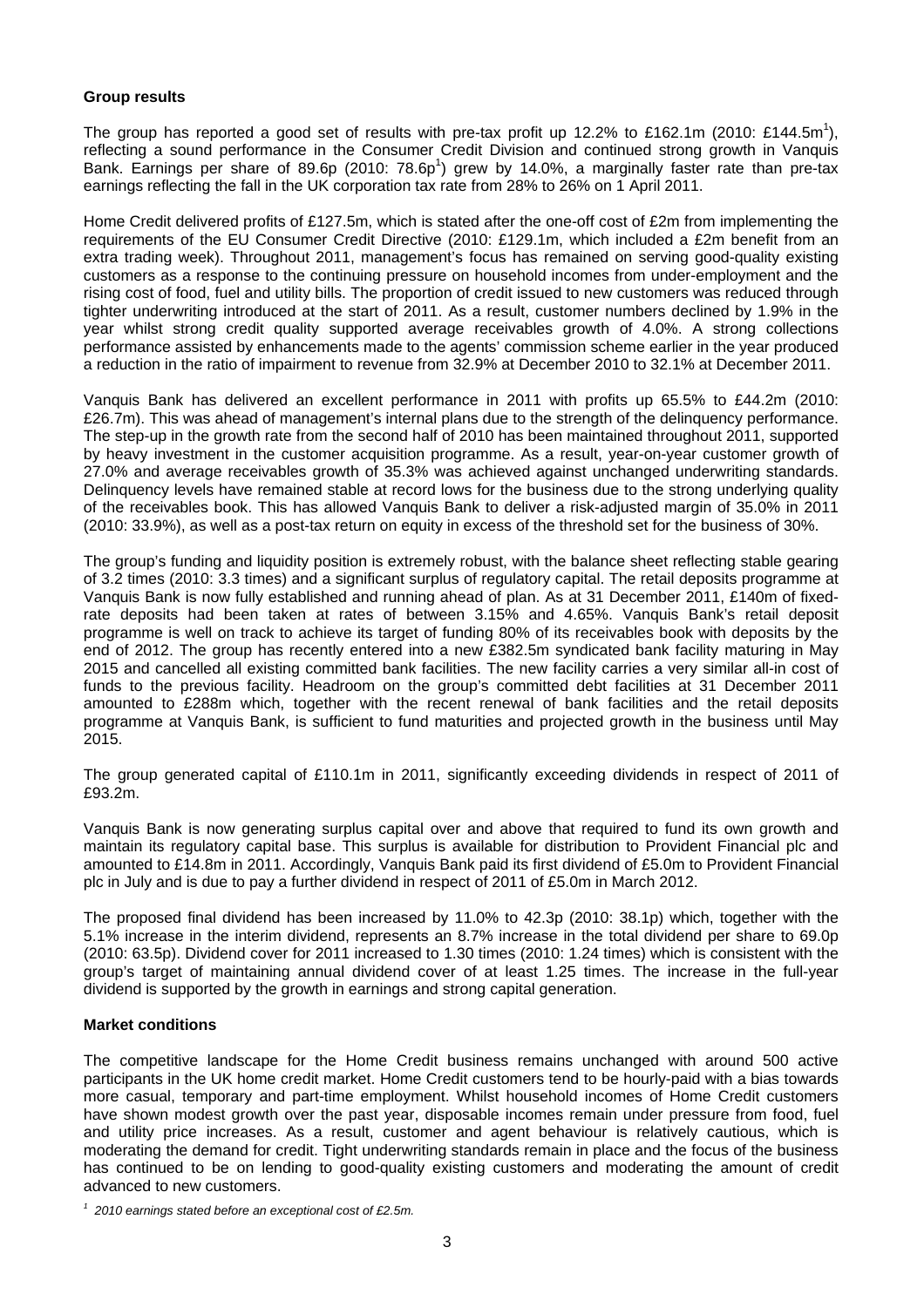**Group results**

The group has reported a good set of results with pre-tax profit up 12.2% to £162.1m (2010: £144.5m[1]), reflecting a sound performance in the Consumer Credit Division and continued strong growth in Vanquis Bank. Earnings per share of 89.6p (2010: 78.6p[1]) grew by 14.0%, a marginally faster rate than pre-tax earnings reflecting the fall in the UK corporation tax rate from 28% to 26% on 1 April 2011.

Home Credit delivered profits of £127.5m, which is stated after the one-off cost of £2m from implementing the requirements of the EU Consumer Credit Directive (2010: £129.1m, which included a £2m benefit from an extra trading week). Throughout 2011, management's focus has remained on serving good-quality existing customers as a response to the continuing pressure on household incomes from under-employment and the rising cost of food, fuel and utility bills. The proportion of credit issued to new customers was reduced through tighter underwriting introduced at the start of 2011. As a result, customer numbers declined by 1.9% in the year whilst strong credit quality supported average receivables growth of 4.0%. A strong collections performance assisted by enhancements made to the agents' commission scheme earlier in the year produced a reduction in the ratio of impairment to revenue from 32.9% at December 2010 to 32.1% at December 2011.

Vanquis Bank has delivered an excellent performance in 2011 with profits up 65.5% to £44.2m (2010: £26.7m). This was ahead of management's internal plans due to the strength of the delinquency performance. The step-up in the growth rate from the second half of 2010 has been maintained throughout 2011, supported by heavy investment in the customer acquisition programme. As a result, year-on-year customer growth of 27.0% and average receivables growth of 35.3% was achieved against unchanged underwriting standards. Delinquency levels have remained stable at record lows for the business due to the strong underlying quality of the receivables book. This has allowed Vanquis Bank to deliver a risk-adjusted margin of 35.0% in 2011 (2010: 33.9%), as well as a post-tax return on equity in excess of the threshold set for the business of 30%.

The group's funding and liquidity position is extremely robust, with the balance sheet reflecting stable gearing of 3.2 times (2010: 3.3 times) and a significant surplus of regulatory capital. The retail deposits programme at Vanquis Bank is now fully established and running ahead of plan. As at 31 December 2011, £140m of fixed-rate deposits had been taken at rates of between 3.15% and 4.65%. Vanquis Bank's retail deposit programme is well on track to achieve its target of funding 80% of its receivables book with deposits by the end of 2012. The group has recently entered into a new £382.5m syndicated bank facility maturing in May 2015 and cancelled all existing committed bank facilities. The new facility carries a very similar all-in cost of funds to the previous facility. Headroom on the group's committed debt facilities at 31 December 2011 amounted to £288m which, together with the recent renewal of bank facilities and the retail deposits programme at Vanquis Bank, is sufficient to fund maturities and projected growth in the business until May 2015.

The group generated capital of £110.1m in 2011, significantly exceeding dividends in respect of 2011 of £93.2m.

Vanquis Bank is now generating surplus capital over and above that required to fund its own growth and maintain its regulatory capital base. This surplus is available for distribution to Provident Financial plc and amounted to £14.8m in 2011. Accordingly, Vanquis Bank paid its first dividend of £5.0m to Provident Financial plc in July and is due to pay a further dividend in respect of 2011 of £5.0m in March 2012.

The proposed final dividend has been increased by 11.0% to 42.3p (2010: 38.1p) which, together with the 5.1% increase in the interim dividend, represents an 8.7% increase in the total dividend per share to 69.0p (2010: 63.5p). Dividend cover for 2011 increased to 1.30 times (2010: 1.24 times) which is consistent with the group's target of maintaining annual dividend cover of at least 1.25 times. The increase in the full-year dividend is supported by the growth in earnings and strong capital generation.

**Market conditions**

The competitive landscape for the Home Credit business remains unchanged with around 500 active participants in the UK home credit market. Home Credit customers tend to be hourly-paid with a bias towards more casual, temporary and part-time employment. Whilst household incomes of Home Credit customers have shown modest growth over the past year, disposable incomes remain under pressure from food, fuel and utility price increases. As a result, customer and agent behaviour is relatively cautious, which is moderating the demand for credit. Tight underwriting standards remain in place and the focus of the business has continued to be on lending to good-quality existing customers and moderating the amount of credit advanced to new customers.

[1] *2010 earnings stated before an exceptional cost of £2.5m.*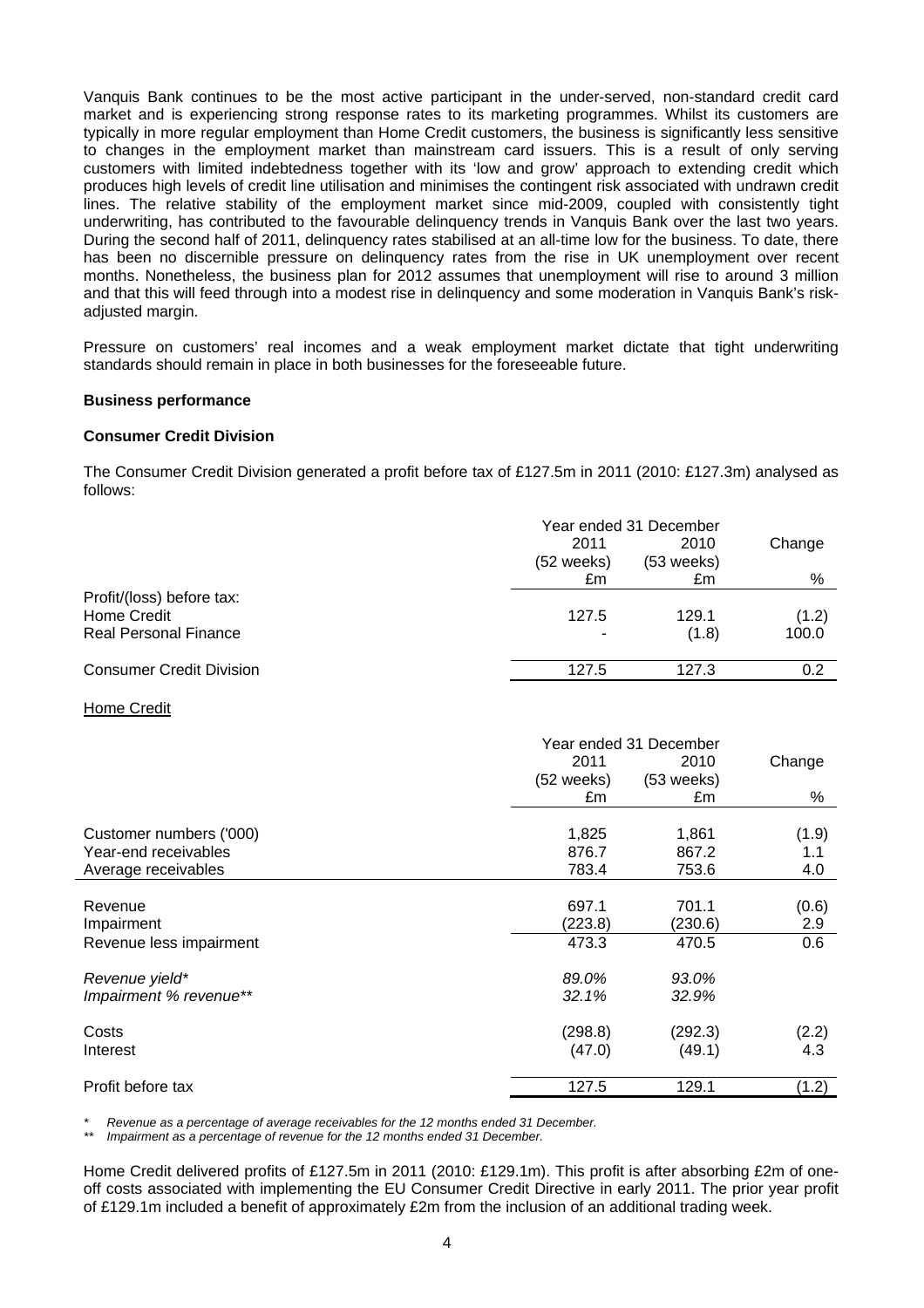Vanquis Bank continues to be the most active participant in the under-served, non-standard credit card market and is experiencing strong response rates to its marketing programmes. Whilst its customers are typically in more regular employment than Home Credit customers, the business is significantly less sensitive to changes in the employment market than mainstream card issuers. This is a result of only serving customers with limited indebtedness together with its 'low and grow' approach to extending credit which produces high levels of credit line utilisation and minimises the contingent risk associated with undrawn credit lines. The relative stability of the employment market since mid-2009, coupled with consistently tight underwriting, has contributed to the favourable delinquency trends in Vanquis Bank over the last two years. During the second half of 2011, delinquency rates stabilised at an all-time low for the business. To date, there has been no discernible pressure on delinquency rates from the rise in UK unemployment over recent months. Nonetheless, the business plan for 2012 assumes that unemployment will rise to around 3 million and that this will feed through into a modest rise in delinquency and some moderation in Vanquis Bank's risk-adjusted margin.

Pressure on customers' real incomes and a weak employment market dictate that tight underwriting standards should remain in place in both businesses for the foreseeable future.

**Business performance**

**Consumer Credit Division**

The Consumer Credit Division generated a profit before tax of £127.5m in 2011 (2010: £127.3m) analysed as follows:

| | Year ended 31 December | | Change |
|---|---|---|---|
| | 2011 (52 weeks) | 2010 (53 weeks) | |
| | £m | £m | % |
| Profit/(loss) before tax: | | | |
| Home Credit | 127.5 | 129.1 | (1.2) |
| Real Personal Finance | - | (1.8) | 100.0 |
| Consumer Credit Division | 127.5 | 127.3 | 0.2 |

Home Credit

| | Year ended 31 December | | Change |
|---|---|---|---|
| | 2011 (52 weeks) | 2010 (53 weeks) | |
| | £m | £m | % |
| Customer numbers ('000) | 1,825 | 1,861 | (1.9) |
| Year-end receivables | 876.7 | 867.2 | 1.1 |
| Average receivables | 783.4 | 753.6 | 4.0 |
| Revenue | 697.1 | 701.1 | (0.6) |
| Impairment | (223.8) | (230.6) | 2.9 |
| Revenue less impairment | 473.3 | 470.5 | 0.6 |
| *Revenue yield** | *89.0%* | *93.0%* | |
| *Impairment % revenue*** | *32.1%* | *32.9%* | |
| Costs | (298.8) | (292.3) | (2.2) |
| Interest | (47.0) | (49.1) | 4.3 |
| Profit before tax | 127.5 | 129.1 | (1.2) |

\* *Revenue as a percentage of average receivables for the 12 months ended 31 December.*

\*\* *Impairment as a percentage of revenue for the 12 months ended 31 December.*

Home Credit delivered profits of £127.5m in 2011 (2010: £129.1m). This profit is after absorbing £2m of one-off costs associated with implementing the EU Consumer Credit Directive in early 2011. The prior year profit of £129.1m included a benefit of approximately £2m from the inclusion of an additional trading week.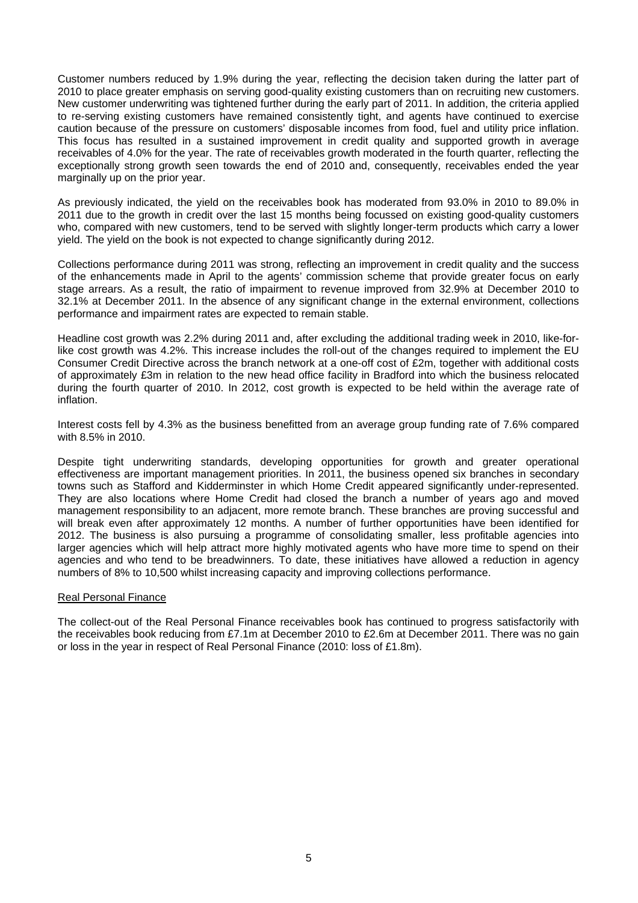Customer numbers reduced by 1.9% during the year, reflecting the decision taken during the latter part of 2010 to place greater emphasis on serving good-quality existing customers than on recruiting new customers. New customer underwriting was tightened further during the early part of 2011. In addition, the criteria applied to re-serving existing customers have remained consistently tight, and agents have continued to exercise caution because of the pressure on customers' disposable incomes from food, fuel and utility price inflation. This focus has resulted in a sustained improvement in credit quality and supported growth in average receivables of 4.0% for the year. The rate of receivables growth moderated in the fourth quarter, reflecting the exceptionally strong growth seen towards the end of 2010 and, consequently, receivables ended the year marginally up on the prior year.

As previously indicated, the yield on the receivables book has moderated from 93.0% in 2010 to 89.0% in 2011 due to the growth in credit over the last 15 months being focussed on existing good-quality customers who, compared with new customers, tend to be served with slightly longer-term products which carry a lower yield. The yield on the book is not expected to change significantly during 2012.

Collections performance during 2011 was strong, reflecting an improvement in credit quality and the success of the enhancements made in April to the agents' commission scheme that provide greater focus on early stage arrears. As a result, the ratio of impairment to revenue improved from 32.9% at December 2010 to 32.1% at December 2011. In the absence of any significant change in the external environment, collections performance and impairment rates are expected to remain stable.

Headline cost growth was 2.2% during 2011 and, after excluding the additional trading week in 2010, like-for-like cost growth was 4.2%. This increase includes the roll-out of the changes required to implement the EU Consumer Credit Directive across the branch network at a one-off cost of £2m, together with additional costs of approximately £3m in relation to the new head office facility in Bradford into which the business relocated during the fourth quarter of 2010. In 2012, cost growth is expected to be held within the average rate of inflation.

Interest costs fell by 4.3% as the business benefitted from an average group funding rate of 7.6% compared with 8.5% in 2010.

Despite tight underwriting standards, developing opportunities for growth and greater operational effectiveness are important management priorities. In 2011, the business opened six branches in secondary towns such as Stafford and Kidderminster in which Home Credit appeared significantly under-represented. They are also locations where Home Credit had closed the branch a number of years ago and moved management responsibility to an adjacent, more remote branch. These branches are proving successful and will break even after approximately 12 months. A number of further opportunities have been identified for 2012. The business is also pursuing a programme of consolidating smaller, less profitable agencies into larger agencies which will help attract more highly motivated agents who have more time to spend on their agencies and who tend to be breadwinners. To date, these initiatives have allowed a reduction in agency numbers of 8% to 10,500 whilst increasing capacity and improving collections performance.

## Real Personal Finance

The collect-out of the Real Personal Finance receivables book has continued to progress satisfactorily with the receivables book reducing from £7.1m at December 2010 to £2.6m at December 2011. There was no gain or loss in the year in respect of Real Personal Finance (2010: loss of £1.8m).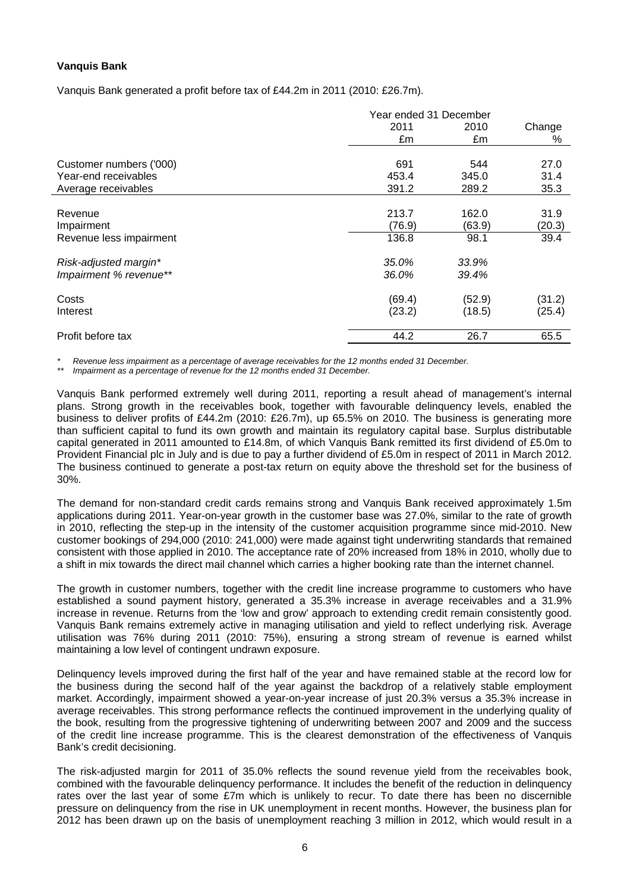**Vanquis Bank**

Vanquis Bank generated a profit before tax of £44.2m in 2011 (2010: £26.7m).

| | Year ended 31 December | | |
|---|---|---|---|
| | 2011 | 2010 | Change |
| | £m | £m | % |
| Customer numbers ('000) | 691 | 544 | 27.0 |
| Year-end receivables | 453.4 | 345.0 | 31.4 |
| Average receivables | 391.2 | 289.2 | 35.3 |
| Revenue | 213.7 | 162.0 | 31.9 |
| Impairment | (76.9) | (63.9) | (20.3) |
| Revenue less impairment | 136.8 | 98.1 | 39.4 |
| *Risk-adjusted margin\** | *35.0%* | *33.9%* | |
| *Impairment % revenue\*\** | *36.0%* | *39.4%* | |
| Costs | (69.4) | (52.9) | (31.2) |
| Interest | (23.2) | (18.5) | (25.4) |
| Profit before tax | 44.2 | 26.7 | 65.5 |

\* *Revenue less impairment as a percentage of average receivables for the 12 months ended 31 December.*

\*\* *Impairment as a percentage of revenue for the 12 months ended 31 December.*

Vanquis Bank performed extremely well during 2011, reporting a result ahead of management's internal plans. Strong growth in the receivables book, together with favourable delinquency levels, enabled the business to deliver profits of £44.2m (2010: £26.7m), up 65.5% on 2010. The business is generating more than sufficient capital to fund its own growth and maintain its regulatory capital base. Surplus distributable capital generated in 2011 amounted to £14.8m, of which Vanquis Bank remitted its first dividend of £5.0m to Provident Financial plc in July and is due to pay a further dividend of £5.0m in respect of 2011 in March 2012. The business continued to generate a post-tax return on equity above the threshold set for the business of 30%.

The demand for non-standard credit cards remains strong and Vanquis Bank received approximately 1.5m applications during 2011. Year-on-year growth in the customer base was 27.0%, similar to the rate of growth in 2010, reflecting the step-up in the intensity of the customer acquisition programme since mid-2010. New customer bookings of 294,000 (2010: 241,000) were made against tight underwriting standards that remained consistent with those applied in 2010. The acceptance rate of 20% increased from 18% in 2010, wholly due to a shift in mix towards the direct mail channel which carries a higher booking rate than the internet channel.

The growth in customer numbers, together with the credit line increase programme to customers who have established a sound payment history, generated a 35.3% increase in average receivables and a 31.9% increase in revenue. Returns from the 'low and grow' approach to extending credit remain consistently good. Vanquis Bank remains extremely active in managing utilisation and yield to reflect underlying risk. Average utilisation was 76% during 2011 (2010: 75%), ensuring a strong stream of revenue is earned whilst maintaining a low level of contingent undrawn exposure.

Delinquency levels improved during the first half of the year and have remained stable at the record low for the business during the second half of the year against the backdrop of a relatively stable employment market. Accordingly, impairment showed a year-on-year increase of just 20.3% versus a 35.3% increase in average receivables. This strong performance reflects the continued improvement in the underlying quality of the book, resulting from the progressive tightening of underwriting between 2007 and 2009 and the success of the credit line increase programme. This is the clearest demonstration of the effectiveness of Vanquis Bank's credit decisioning.

The risk-adjusted margin for 2011 of 35.0% reflects the sound revenue yield from the receivables book, combined with the favourable delinquency performance. It includes the benefit of the reduction in delinquency rates over the last year of some £7m which is unlikely to recur. To date there has been no discernible pressure on delinquency from the rise in UK unemployment in recent months. However, the business plan for 2012 has been drawn up on the basis of unemployment reaching 3 million in 2012, which would result in a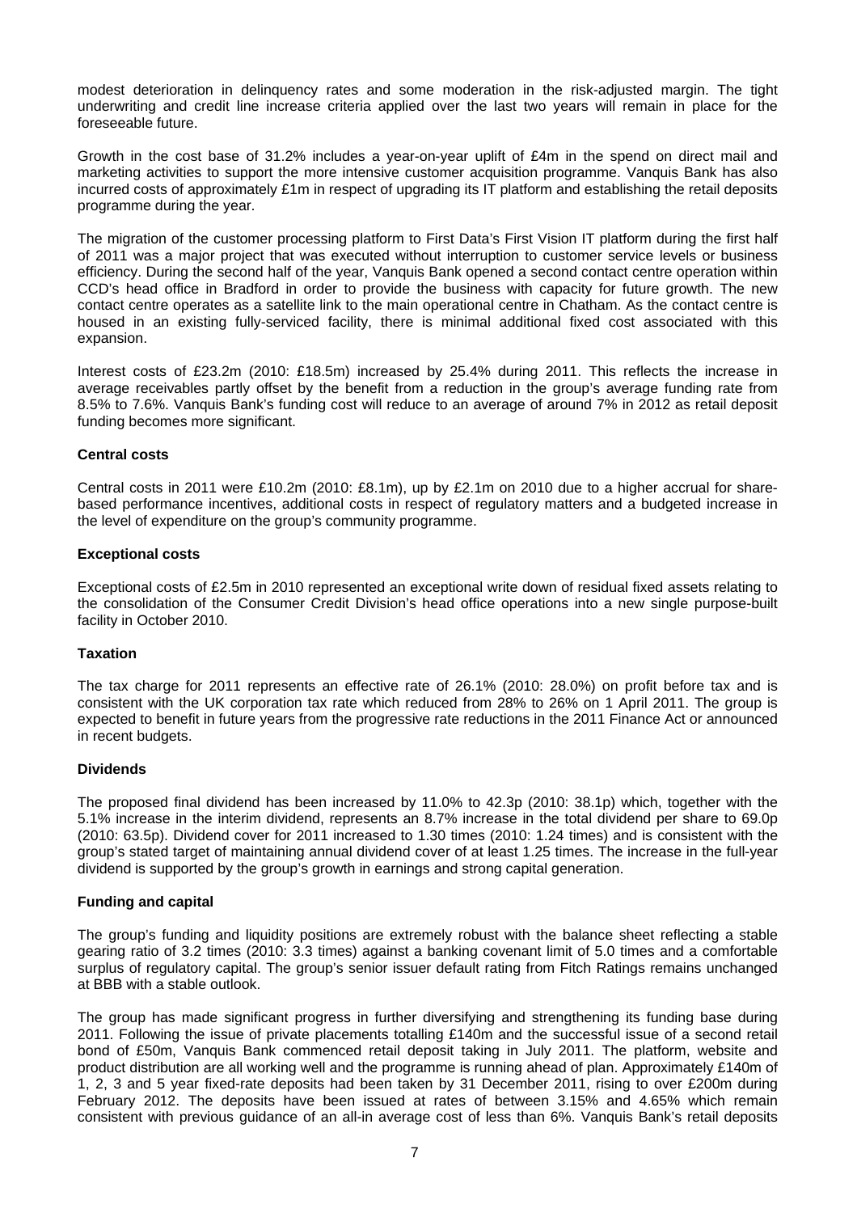modest deterioration in delinquency rates and some moderation in the risk-adjusted margin. The tight underwriting and credit line increase criteria applied over the last two years will remain in place for the foreseeable future.

Growth in the cost base of 31.2% includes a year-on-year uplift of £4m in the spend on direct mail and marketing activities to support the more intensive customer acquisition programme. Vanquis Bank has also incurred costs of approximately £1m in respect of upgrading its IT platform and establishing the retail deposits programme during the year.

The migration of the customer processing platform to First Data's First Vision IT platform during the first half of 2011 was a major project that was executed without interruption to customer service levels or business efficiency. During the second half of the year, Vanquis Bank opened a second contact centre operation within CCD's head office in Bradford in order to provide the business with capacity for future growth. The new contact centre operates as a satellite link to the main operational centre in Chatham. As the contact centre is housed in an existing fully-serviced facility, there is minimal additional fixed cost associated with this expansion.

Interest costs of £23.2m (2010: £18.5m) increased by 25.4% during 2011. This reflects the increase in average receivables partly offset by the benefit from a reduction in the group's average funding rate from 8.5% to 7.6%. Vanquis Bank's funding cost will reduce to an average of around 7% in 2012 as retail deposit funding becomes more significant.

**Central costs**

Central costs in 2011 were £10.2m (2010: £8.1m), up by £2.1m on 2010 due to a higher accrual for share-based performance incentives, additional costs in respect of regulatory matters and a budgeted increase in the level of expenditure on the group's community programme.

**Exceptional costs**

Exceptional costs of £2.5m in 2010 represented an exceptional write down of residual fixed assets relating to the consolidation of the Consumer Credit Division's head office operations into a new single purpose-built facility in October 2010.

**Taxation**

The tax charge for 2011 represents an effective rate of 26.1% (2010: 28.0%) on profit before tax and is consistent with the UK corporation tax rate which reduced from 28% to 26% on 1 April 2011. The group is expected to benefit in future years from the progressive rate reductions in the 2011 Finance Act or announced in recent budgets.

**Dividends**

The proposed final dividend has been increased by 11.0% to 42.3p (2010: 38.1p) which, together with the 5.1% increase in the interim dividend, represents an 8.7% increase in the total dividend per share to 69.0p (2010: 63.5p). Dividend cover for 2011 increased to 1.30 times (2010: 1.24 times) and is consistent with the group's stated target of maintaining annual dividend cover of at least 1.25 times. The increase in the full-year dividend is supported by the group's growth in earnings and strong capital generation.

**Funding and capital**

The group's funding and liquidity positions are extremely robust with the balance sheet reflecting a stable gearing ratio of 3.2 times (2010: 3.3 times) against a banking covenant limit of 5.0 times and a comfortable surplus of regulatory capital. The group's senior issuer default rating from Fitch Ratings remains unchanged at BBB with a stable outlook.

The group has made significant progress in further diversifying and strengthening its funding base during 2011. Following the issue of private placements totalling £140m and the successful issue of a second retail bond of £50m, Vanquis Bank commenced retail deposit taking in July 2011. The platform, website and product distribution are all working well and the programme is running ahead of plan. Approximately £140m of 1, 2, 3 and 5 year fixed-rate deposits had been taken by 31 December 2011, rising to over £200m during February 2012. The deposits have been issued at rates of between 3.15% and 4.65% which remain consistent with previous guidance of an all-in average cost of less than 6%. Vanquis Bank's retail deposits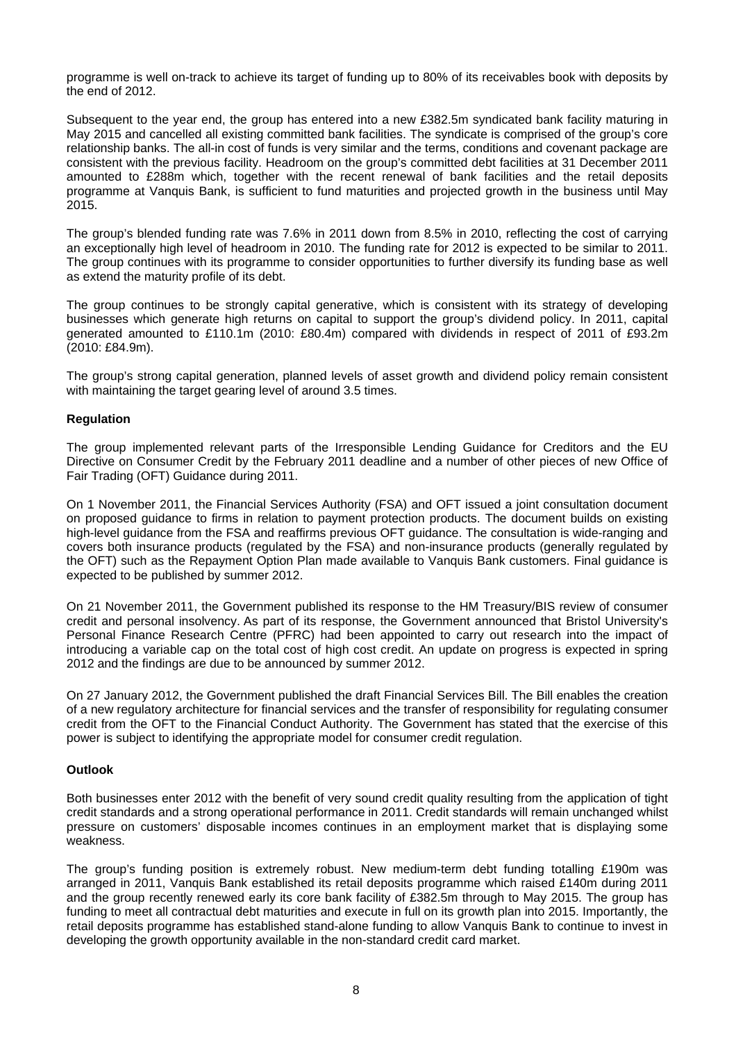programme is well on-track to achieve its target of funding up to 80% of its receivables book with deposits by the end of 2012.

Subsequent to the year end, the group has entered into a new £382.5m syndicated bank facility maturing in May 2015 and cancelled all existing committed bank facilities. The syndicate is comprised of the group's core relationship banks. The all-in cost of funds is very similar and the terms, conditions and covenant package are consistent with the previous facility. Headroom on the group's committed debt facilities at 31 December 2011 amounted to £288m which, together with the recent renewal of bank facilities and the retail deposits programme at Vanquis Bank, is sufficient to fund maturities and projected growth in the business until May 2015.

The group's blended funding rate was 7.6% in 2011 down from 8.5% in 2010, reflecting the cost of carrying an exceptionally high level of headroom in 2010. The funding rate for 2012 is expected to be similar to 2011. The group continues with its programme to consider opportunities to further diversify its funding base as well as extend the maturity profile of its debt.

The group continues to be strongly capital generative, which is consistent with its strategy of developing businesses which generate high returns on capital to support the group's dividend policy. In 2011, capital generated amounted to £110.1m (2010: £80.4m) compared with dividends in respect of 2011 of £93.2m (2010: £84.9m).

The group's strong capital generation, planned levels of asset growth and dividend policy remain consistent with maintaining the target gearing level of around 3.5 times.

**Regulation**

The group implemented relevant parts of the Irresponsible Lending Guidance for Creditors and the EU Directive on Consumer Credit by the February 2011 deadline and a number of other pieces of new Office of Fair Trading (OFT) Guidance during 2011.

On 1 November 2011, the Financial Services Authority (FSA) and OFT issued a joint consultation document on proposed guidance to firms in relation to payment protection products. The document builds on existing high-level guidance from the FSA and reaffirms previous OFT guidance. The consultation is wide-ranging and covers both insurance products (regulated by the FSA) and non-insurance products (generally regulated by the OFT) such as the Repayment Option Plan made available to Vanquis Bank customers. Final guidance is expected to be published by summer 2012.

On 21 November 2011, the Government published its response to the HM Treasury/BIS review of consumer credit and personal insolvency. As part of its response, the Government announced that Bristol University's Personal Finance Research Centre (PFRC) had been appointed to carry out research into the impact of introducing a variable cap on the total cost of high cost credit. An update on progress is expected in spring 2012 and the findings are due to be announced by summer 2012.

On 27 January 2012, the Government published the draft Financial Services Bill. The Bill enables the creation of a new regulatory architecture for financial services and the transfer of responsibility for regulating consumer credit from the OFT to the Financial Conduct Authority. The Government has stated that the exercise of this power is subject to identifying the appropriate model for consumer credit regulation.

**Outlook**

Both businesses enter 2012 with the benefit of very sound credit quality resulting from the application of tight credit standards and a strong operational performance in 2011. Credit standards will remain unchanged whilst pressure on customers' disposable incomes continues in an employment market that is displaying some weakness.

The group's funding position is extremely robust. New medium-term debt funding totalling £190m was arranged in 2011, Vanquis Bank established its retail deposits programme which raised £140m during 2011 and the group recently renewed early its core bank facility of £382.5m through to May 2015. The group has funding to meet all contractual debt maturities and execute in full on its growth plan into 2015. Importantly, the retail deposits programme has established stand-alone funding to allow Vanquis Bank to continue to invest in developing the growth opportunity available in the non-standard credit card market.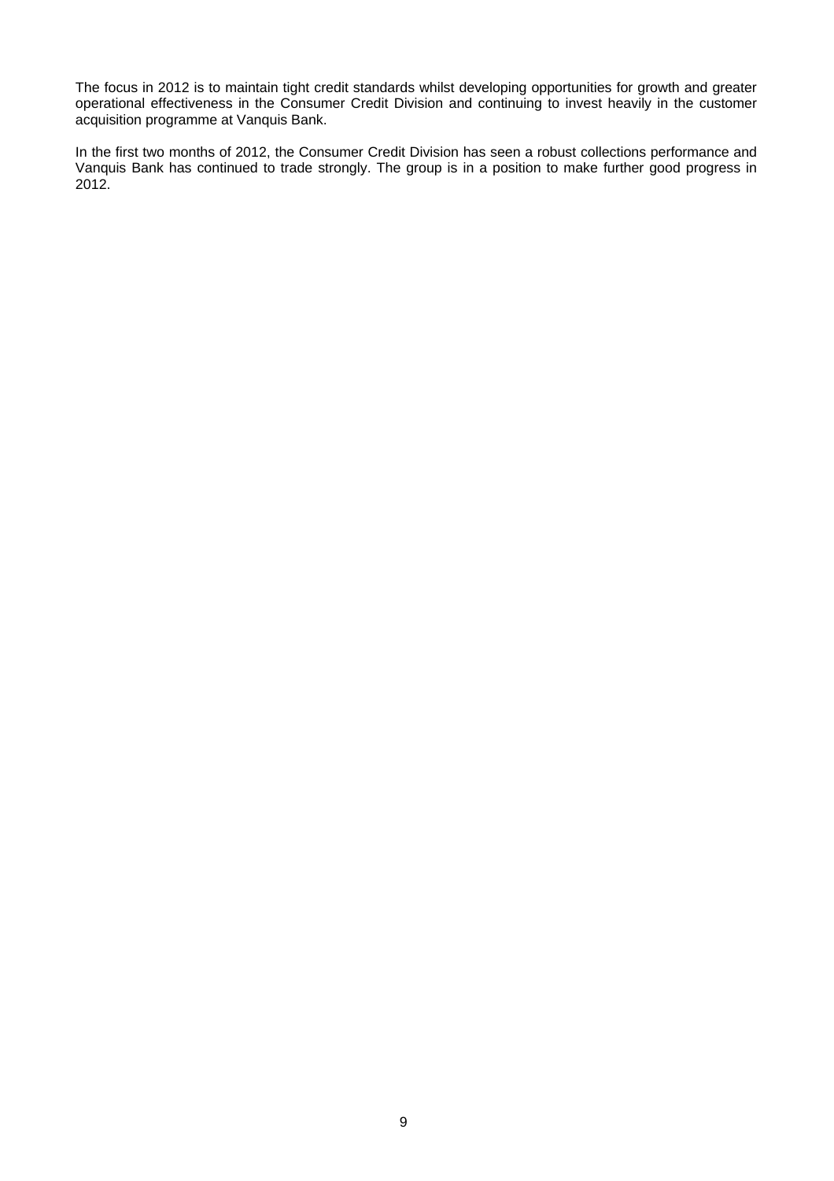The focus in 2012 is to maintain tight credit standards whilst developing opportunities for growth and greater operational effectiveness in the Consumer Credit Division and continuing to invest heavily in the customer acquisition programme at Vanquis Bank.

In the first two months of 2012, the Consumer Credit Division has seen a robust collections performance and Vanquis Bank has continued to trade strongly. The group is in a position to make further good progress in 2012.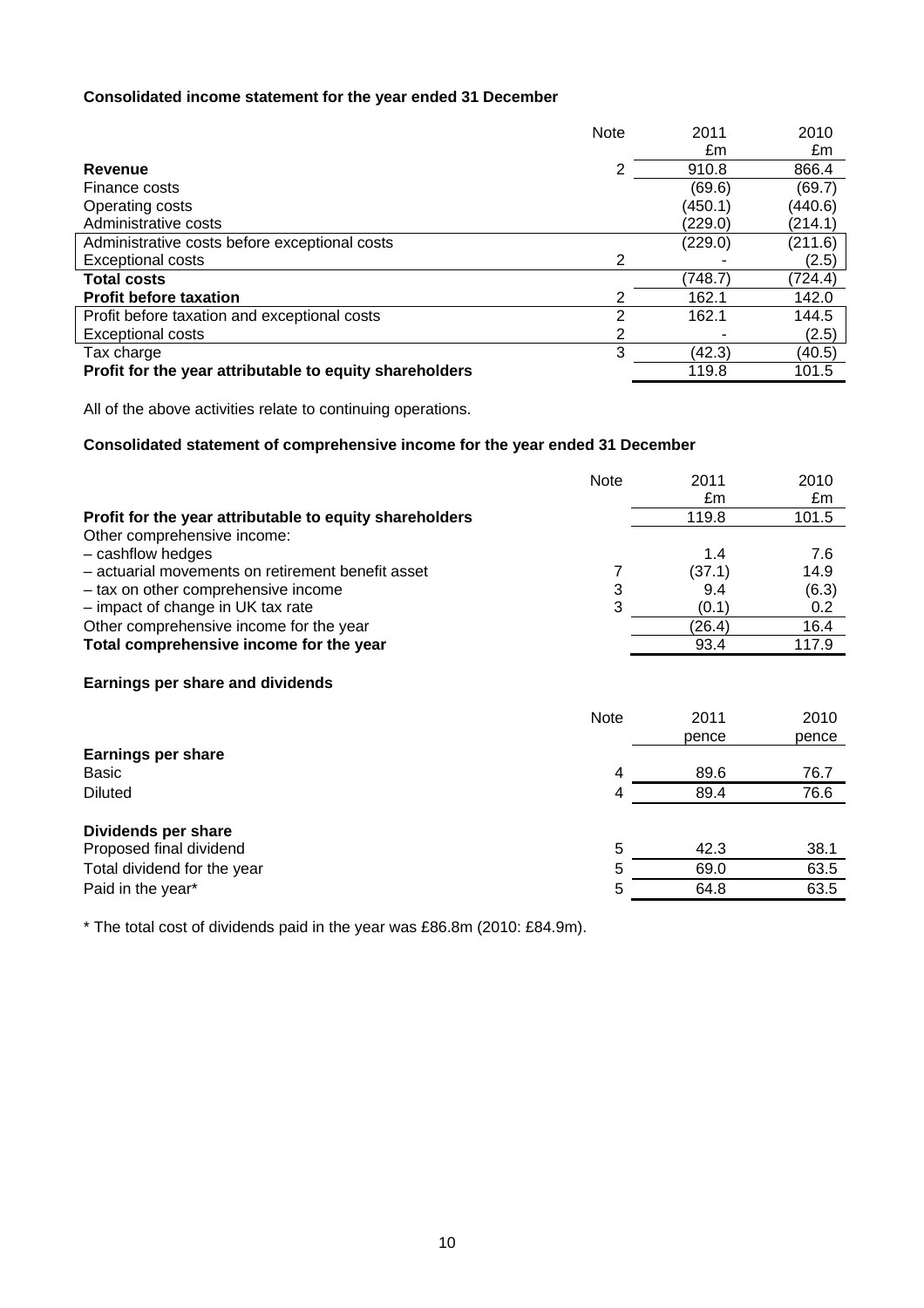**Consolidated income statement for the year ended 31 December**

| | Note | 2011<br>£m | 2010<br>£m |
|---|---|---|---|
| **Revenue** | 2 | 910.8 | 866.4 |
| Finance costs | | (69.6) | (69.7) |
| Operating costs | | (450.1) | (440.6) |
| Administrative costs | | (229.0) | (214.1) |
| Administrative costs before exceptional costs | | (229.0) | (211.6) |
| Exceptional costs | 2 | - | (2.5) |
| **Total costs** | | (748.7) | (724.4) |
| **Profit before taxation** | 2 | 162.1 | 142.0 |
| Profit before taxation and exceptional costs | 2 | 162.1 | 144.5 |
| Exceptional costs | 2 | - | (2.5) |
| Tax charge | 3 | (42.3) | (40.5) |
| **Profit for the year attributable to equity shareholders** | | 119.8 | 101.5 |

All of the above activities relate to continuing operations.

**Consolidated statement of comprehensive income for the year ended 31 December**

| | Note | 2011<br>£m | 2010<br>£m |
|---|---|---|---|
| **Profit for the year attributable to equity shareholders** | | 119.8 | 101.5 |
| Other comprehensive income: | | | |
| – cashflow hedges | | 1.4 | 7.6 |
| – actuarial movements on retirement benefit asset | 7 | (37.1) | 14.9 |
| – tax on other comprehensive income | 3 | 9.4 | (6.3) |
| – impact of change in UK tax rate | 3 | (0.1) | 0.2 |
| Other comprehensive income for the year | | (26.4) | 16.4 |
| **Total comprehensive income for the year** | | 93.4 | 117.9 |

**Earnings per share and dividends**

| | Note | 2011<br>pence | 2010<br>pence |
|---|---|---|---|
| **Earnings per share** | | | |
| Basic | 4 | 89.6 | 76.7 |
| Diluted | 4 | 89.4 | 76.6 |
| | | | |
| **Dividends per share** | | | |
| Proposed final dividend | 5 | 42.3 | 38.1 |
| Total dividend for the year | 5 | 69.0 | 63.5 |
| Paid in the year* | 5 | 64.8 | 63.5 |

* The total cost of dividends paid in the year was £86.8m (2010: £84.9m).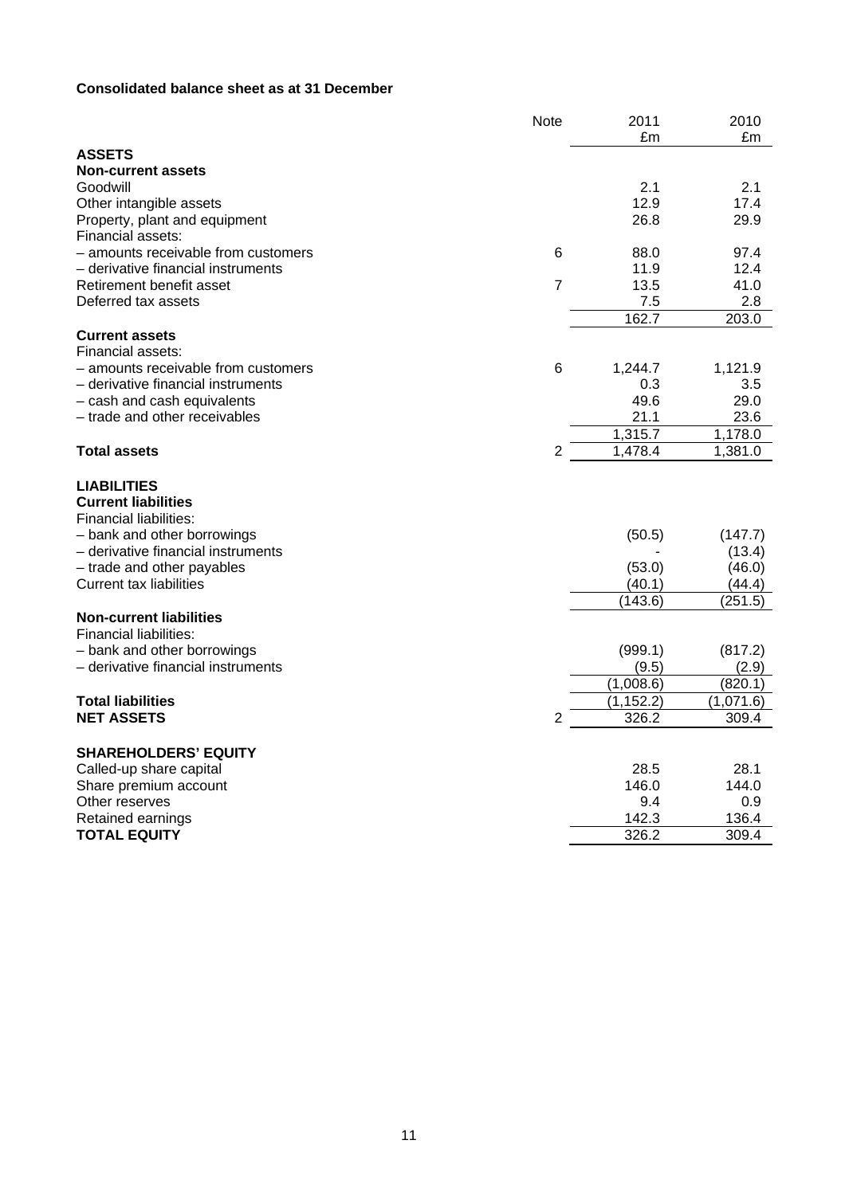**Consolidated balance sheet as at 31 December**

| | Note | 2011 £m | 2010 £m |
|---|---|---|---|
| **ASSETS** | | | |
| **Non-current assets** | | | |
| Goodwill | | 2.1 | 2.1 |
| Other intangible assets | | 12.9 | 17.4 |
| Property, plant and equipment | | 26.8 | 29.9 |
| Financial assets: | | | |
| – amounts receivable from customers | 6 | 88.0 | 97.4 |
| – derivative financial instruments | | 11.9 | 12.4 |
| Retirement benefit asset | 7 | 13.5 | 41.0 |
| Deferred tax assets | | 7.5 | 2.8 |
| | | 162.7 | 203.0 |
| **Current assets** | | | |
| Financial assets: | | | |
| – amounts receivable from customers | 6 | 1,244.7 | 1,121.9 |
| – derivative financial instruments | | 0.3 | 3.5 |
| – cash and cash equivalents | | 49.6 | 29.0 |
| – trade and other receivables | | 21.1 | 23.6 |
| | | 1,315.7 | 1,178.0 |
| **Total assets** | 2 | 1,478.4 | 1,381.0 |
| | | | |
| **LIABILITIES** | | | |
| **Current liabilities** | | | |
| Financial liabilities: | | | |
| – bank and other borrowings | | (50.5) | (147.7) |
| – derivative financial instruments | | - | (13.4) |
| – trade and other payables | | (53.0) | (46.0) |
| Current tax liabilities | | (40.1) | (44.4) |
| | | (143.6) | (251.5) |
| **Non-current liabilities** | | | |
| Financial liabilities: | | | |
| – bank and other borrowings | | (999.1) | (817.2) |
| – derivative financial instruments | | (9.5) | (2.9) |
| | | (1,008.6) | (820.1) |
| **Total liabilities** | | (1,152.2) | (1,071.6) |
| **NET ASSETS** | 2 | 326.2 | 309.4 |
| | | | |
| **SHAREHOLDERS' EQUITY** | | | |
| Called-up share capital | | 28.5 | 28.1 |
| Share premium account | | 146.0 | 144.0 |
| Other reserves | | 9.4 | 0.9 |
| Retained earnings | | 142.3 | 136.4 |
| **TOTAL EQUITY** | | 326.2 | 309.4 |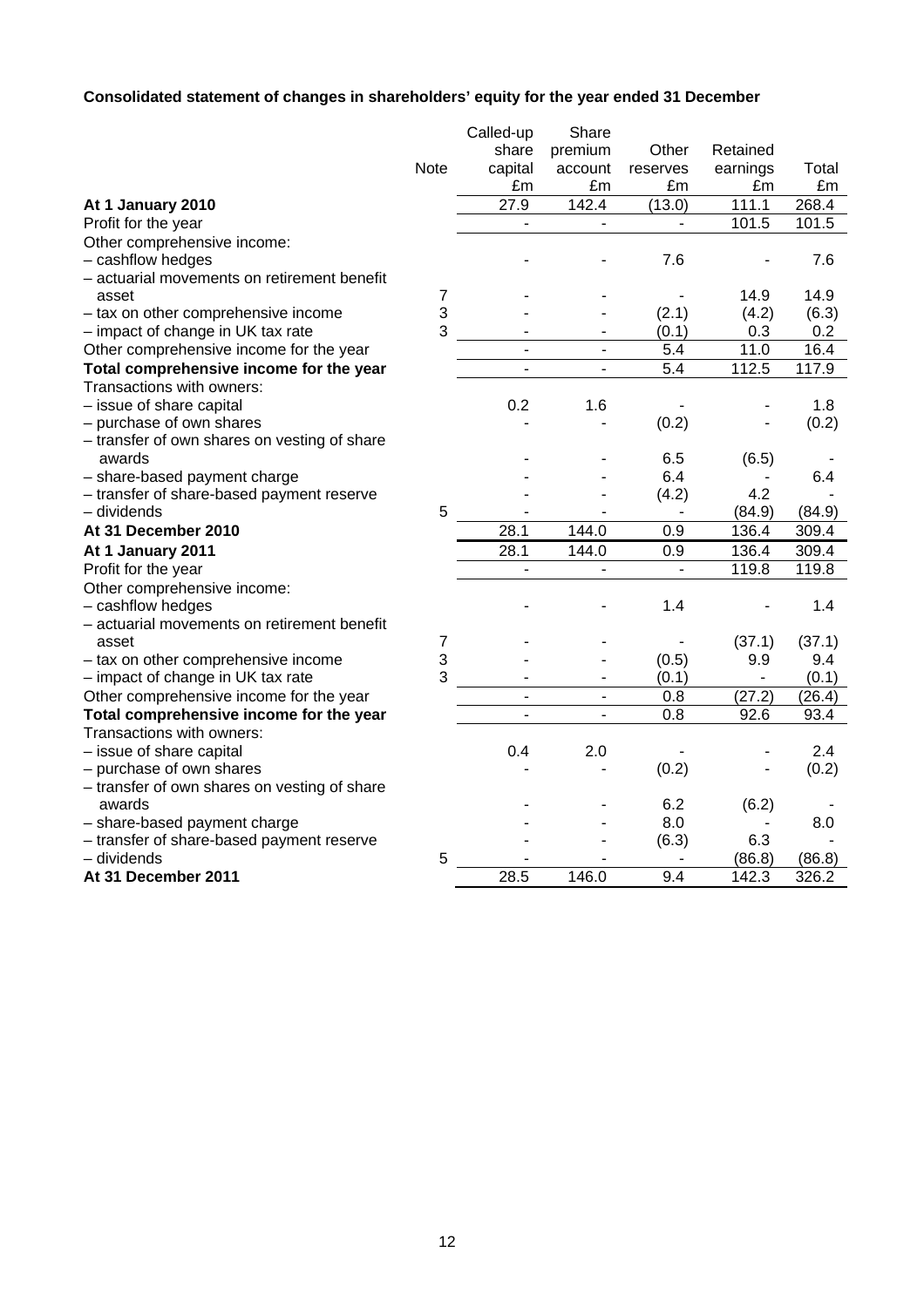**Consolidated statement of changes in shareholders' equity for the year ended 31 December**

| | Note | Called-up share capital £m | Share premium account £m | Other reserves £m | Retained earnings £m | Total £m |
|---|---|---|---|---|---|---|
| **At 1 January 2010** | | 27.9 | 142.4 | (13.0) | 111.1 | 268.4 |
| Profit for the year | | - | - | - | 101.5 | 101.5 |
| Other comprehensive income: | | | | | | |
| – cashflow hedges | | - | - | 7.6 | - | 7.6 |
| – actuarial movements on retirement benefit asset | 7 | - | - | - | 14.9 | 14.9 |
| – tax on other comprehensive income | 3 | - | - | (2.1) | (4.2) | (6.3) |
| – impact of change in UK tax rate | 3 | - | - | (0.1) | 0.3 | 0.2 |
| Other comprehensive income for the year | | - | - | 5.4 | 11.0 | 16.4 |
| **Total comprehensive income for the year** | | - | - | 5.4 | 112.5 | 117.9 |
| Transactions with owners: | | | | | | |
| – issue of share capital | | 0.2 | 1.6 | - | - | 1.8 |
| – purchase of own shares | | - | - | (0.2) | - | (0.2) |
| – transfer of own shares on vesting of share awards | | - | - | 6.5 | (6.5) | - |
| – share-based payment charge | | - | - | 6.4 | - | 6.4 |
| – transfer of share-based payment reserve | | - | - | (4.2) | 4.2 | - |
| – dividends | 5 | - | - | - | (84.9) | (84.9) |
| **At 31 December 2010** | | 28.1 | 144.0 | 0.9 | 136.4 | 309.4 |
| **At 1 January 2011** | | 28.1 | 144.0 | 0.9 | 136.4 | 309.4 |
| Profit for the year | | - | - | - | 119.8 | 119.8 |
| Other comprehensive income: | | | | | | |
| – cashflow hedges | | - | - | 1.4 | - | 1.4 |
| – actuarial movements on retirement benefit asset | 7 | - | - | - | (37.1) | (37.1) |
| – tax on other comprehensive income | 3 | - | - | (0.5) | 9.9 | 9.4 |
| – impact of change in UK tax rate | 3 | - | - | (0.1) | - | (0.1) |
| Other comprehensive income for the year | | - | - | 0.8 | (27.2) | (26.4) |
| **Total comprehensive income for the year** | | - | - | 0.8 | 92.6 | 93.4 |
| Transactions with owners: | | | | | | |
| – issue of share capital | | 0.4 | 2.0 | - | - | 2.4 |
| – purchase of own shares | | - | - | (0.2) | - | (0.2) |
| – transfer of own shares on vesting of share awards | | - | - | 6.2 | (6.2) | - |
| – share-based payment charge | | - | - | 8.0 | - | 8.0 |
| – transfer of share-based payment reserve | | - | - | (6.3) | 6.3 | - |
| – dividends | 5 | - | - | - | (86.8) | (86.8) |
| **At 31 December 2011** | | 28.5 | 146.0 | 9.4 | 142.3 | 326.2 |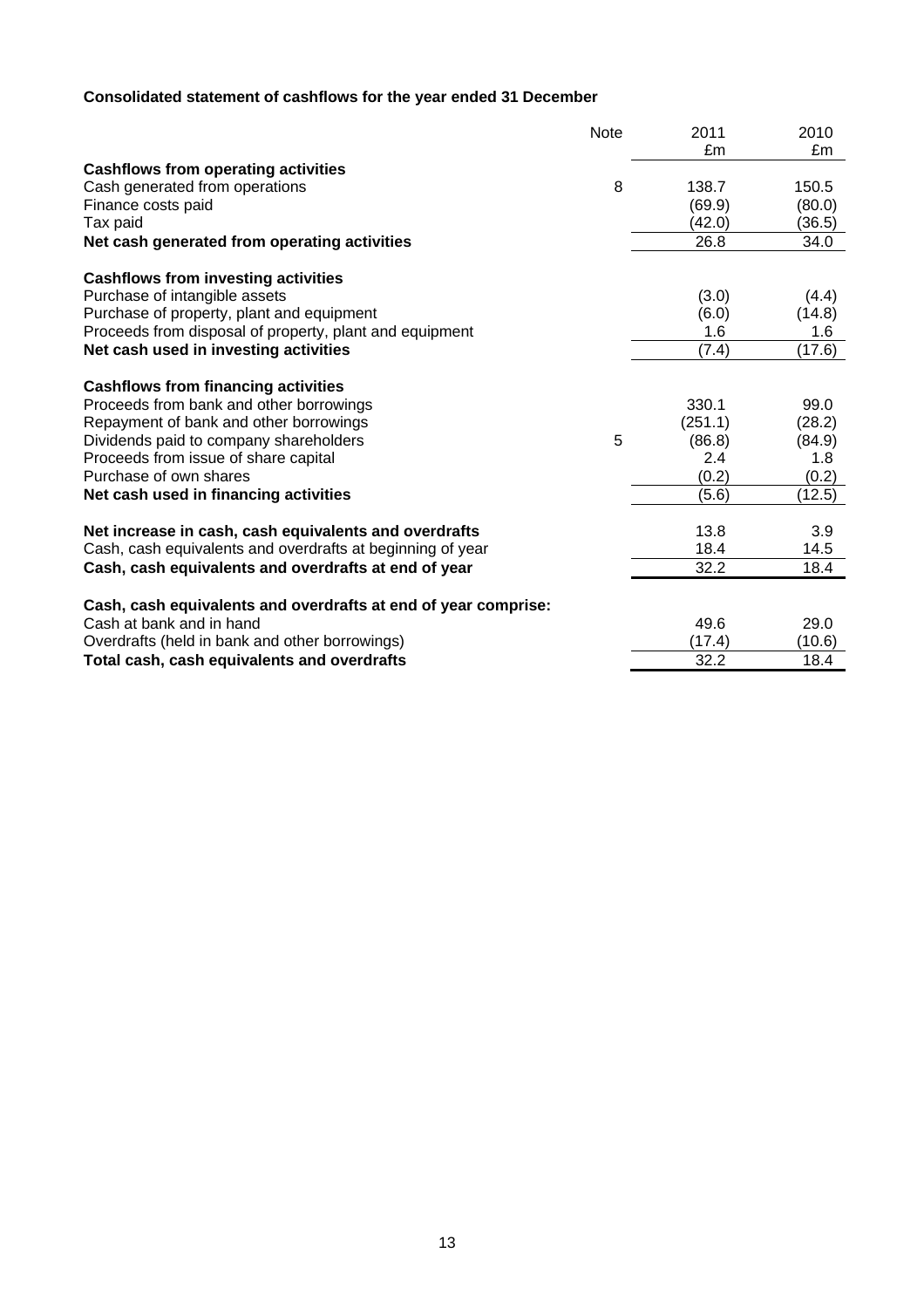**Consolidated statement of cashflows for the year ended 31 December**

| | Note | 2011<br>£m | 2010<br>£m |
|---|---|---|---|
| **Cashflows from operating activities** | | | |
| Cash generated from operations | 8 | 138.7 | 150.5 |
| Finance costs paid | | (69.9) | (80.0) |
| Tax paid | | (42.0) | (36.5) |
| **Net cash generated from operating activities** | | 26.8 | 34.0 |
| | | | |
| **Cashflows from investing activities** | | | |
| Purchase of intangible assets | | (3.0) | (4.4) |
| Purchase of property, plant and equipment | | (6.0) | (14.8) |
| Proceeds from disposal of property, plant and equipment | | 1.6 | 1.6 |
| **Net cash used in investing activities** | | (7.4) | (17.6) |
| | | | |
| **Cashflows from financing activities** | | | |
| Proceeds from bank and other borrowings | | 330.1 | 99.0 |
| Repayment of bank and other borrowings | | (251.1) | (28.2) |
| Dividends paid to company shareholders | 5 | (86.8) | (84.9) |
| Proceeds from issue of share capital | | 2.4 | 1.8 |
| Purchase of own shares | | (0.2) | (0.2) |
| **Net cash used in financing activities** | | (5.6) | (12.5) |
| | | | |
| **Net increase in cash, cash equivalents and overdrafts** | | 13.8 | 3.9 |
| Cash, cash equivalents and overdrafts at beginning of year | | 18.4 | 14.5 |
| **Cash, cash equivalents and overdrafts at end of year** | | 32.2 | 18.4 |
| | | | |
| **Cash, cash equivalents and overdrafts at end of year comprise:** | | | |
| Cash at bank and in hand | | 49.6 | 29.0 |
| Overdrafts (held in bank and other borrowings) | | (17.4) | (10.6) |
| **Total cash, cash equivalents and overdrafts** | | 32.2 | 18.4 |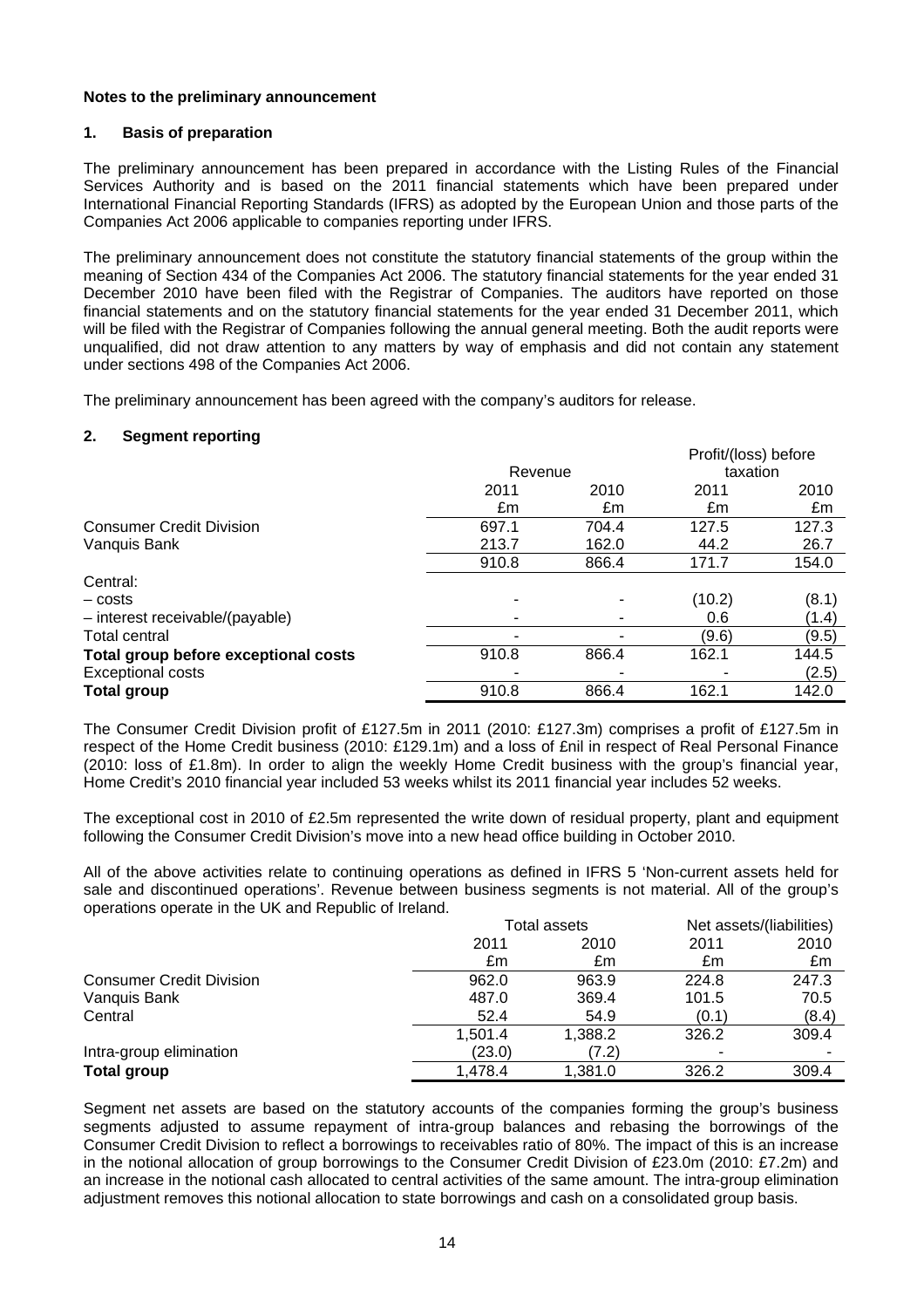**Notes to the preliminary announcement**

**1. Basis of preparation**

The preliminary announcement has been prepared in accordance with the Listing Rules of the Financial Services Authority and is based on the 2011 financial statements which have been prepared under International Financial Reporting Standards (IFRS) as adopted by the European Union and those parts of the Companies Act 2006 applicable to companies reporting under IFRS.

The preliminary announcement does not constitute the statutory financial statements of the group within the meaning of Section 434 of the Companies Act 2006. The statutory financial statements for the year ended 31 December 2010 have been filed with the Registrar of Companies. The auditors have reported on those financial statements and on the statutory financial statements for the year ended 31 December 2011, which will be filed with the Registrar of Companies following the annual general meeting. Both the audit reports were unqualified, did not draw attention to any matters by way of emphasis and did not contain any statement under sections 498 of the Companies Act 2006.

The preliminary announcement has been agreed with the company's auditors for release.

**2. Segment reporting**

| | Revenue | | Profit/(loss) before taxation | |
|---|---|---|---|---|
| | 2011 | 2010 | 2011 | 2010 |
| | £m | £m | £m | £m |
| Consumer Credit Division | 697.1 | 704.4 | 127.5 | 127.3 |
| Vanquis Bank | 213.7 | 162.0 | 44.2 | 26.7 |
| | 910.8 | 866.4 | 171.7 | 154.0 |
| Central: | | | | |
| – costs | - | - | (10.2) | (8.1) |
| – interest receivable/(payable) | - | - | 0.6 | (1.4) |
| Total central | - | - | (9.6) | (9.5) |
| **Total group before exceptional costs** | 910.8 | 866.4 | 162.1 | 144.5 |
| Exceptional costs | - | - | - | (2.5) |
| **Total group** | 910.8 | 866.4 | 162.1 | 142.0 |

The Consumer Credit Division profit of £127.5m in 2011 (2010: £127.3m) comprises a profit of £127.5m in respect of the Home Credit business (2010: £129.1m) and a loss of £nil in respect of Real Personal Finance (2010: loss of £1.8m). In order to align the weekly Home Credit business with the group's financial year, Home Credit's 2010 financial year included 53 weeks whilst its 2011 financial year includes 52 weeks.

The exceptional cost in 2010 of £2.5m represented the write down of residual property, plant and equipment following the Consumer Credit Division's move into a new head office building in October 2010.

All of the above activities relate to continuing operations as defined in IFRS 5 'Non-current assets held for sale and discontinued operations'. Revenue between business segments is not material. All of the group's operations operate in the UK and Republic of Ireland.

| | Total assets | | Net assets/(liabilities) | |
|---|---|---|---|---|
| | 2011 | 2010 | 2011 | 2010 |
| | £m | £m | £m | £m |
| Consumer Credit Division | 962.0 | 963.9 | 224.8 | 247.3 |
| Vanquis Bank | 487.0 | 369.4 | 101.5 | 70.5 |
| Central | 52.4 | 54.9 | (0.1) | (8.4) |
| | 1,501.4 | 1,388.2 | 326.2 | 309.4 |
| Intra-group elimination | (23.0) | (7.2) | - | - |
| **Total group** | 1,478.4 | 1,381.0 | 326.2 | 309.4 |

Segment net assets are based on the statutory accounts of the companies forming the group's business segments adjusted to assume repayment of intra-group balances and rebasing the borrowings of the Consumer Credit Division to reflect a borrowings to receivables ratio of 80%. The impact of this is an increase in the notional allocation of group borrowings to the Consumer Credit Division of £23.0m (2010: £7.2m) and an increase in the notional cash allocated to central activities of the same amount. The intra-group elimination adjustment removes this notional allocation to state borrowings and cash on a consolidated group basis.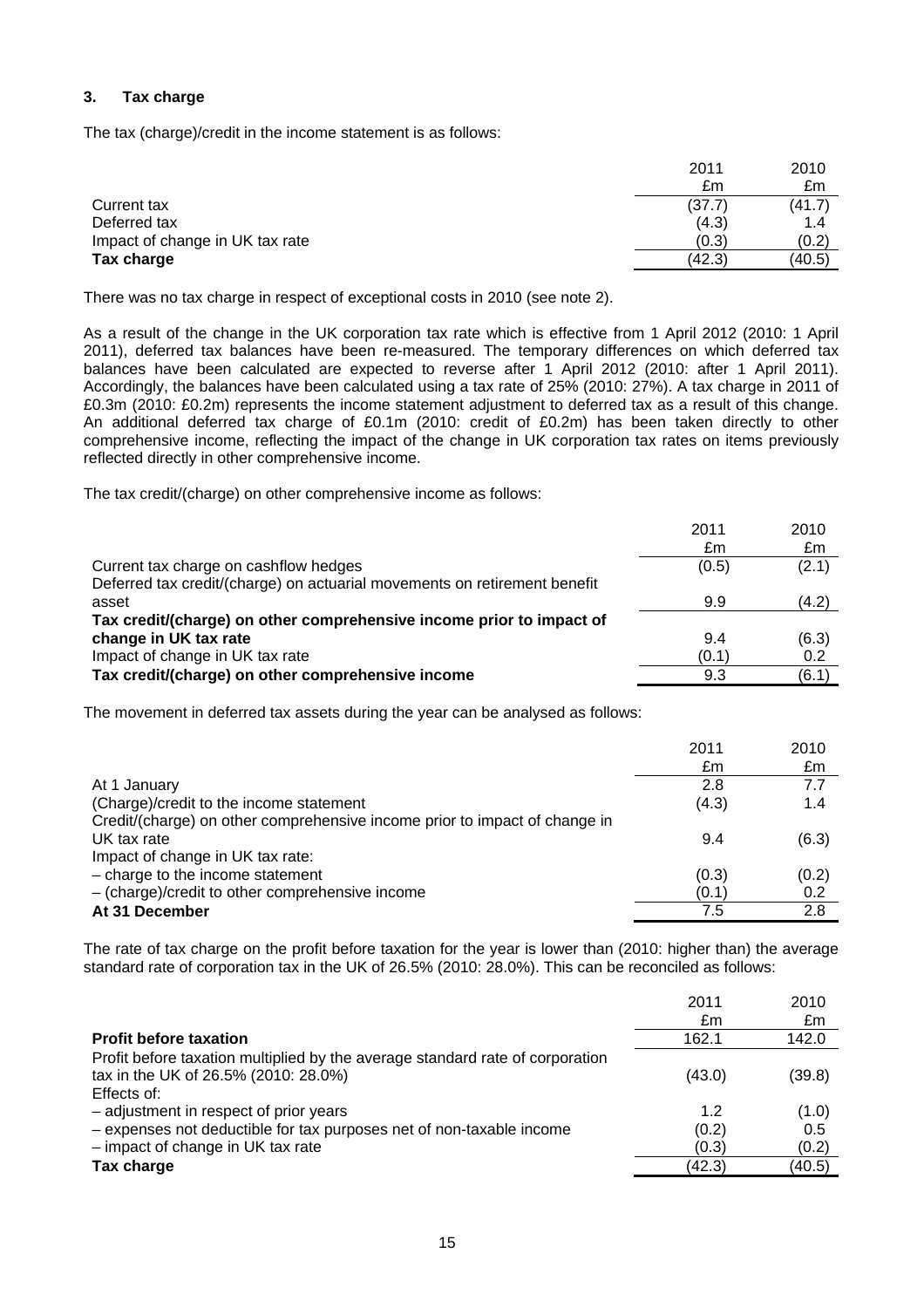### 3. Tax charge

The tax (charge)/credit in the income statement is as follows:

| | 2011 £m | 2010 £m |
|---|---|---|
| Current tax | (37.7) | (41.7) |
| Deferred tax | (4.3) | 1.4 |
| Impact of change in UK tax rate | (0.3) | (0.2) |
| **Tax charge** | (42.3) | (40.5) |

There was no tax charge in respect of exceptional costs in 2010 (see note 2).

As a result of the change in the UK corporation tax rate which is effective from 1 April 2012 (2010: 1 April 2011), deferred tax balances have been re-measured. The temporary differences on which deferred tax balances have been calculated are expected to reverse after 1 April 2012 (2010: after 1 April 2011). Accordingly, the balances have been calculated using a tax rate of 25% (2010: 27%). A tax charge in 2011 of £0.3m (2010: £0.2m) represents the income statement adjustment to deferred tax as a result of this change. An additional deferred tax charge of £0.1m (2010: credit of £0.2m) has been taken directly to other comprehensive income, reflecting the impact of the change in UK corporation tax rates on items previously reflected directly in other comprehensive income.

The tax credit/(charge) on other comprehensive income as follows:

| | 2011 £m | 2010 £m |
|---|---|---|
| Current tax charge on cashflow hedges | (0.5) | (2.1) |
| Deferred tax credit/(charge) on actuarial movements on retirement benefit asset | 9.9 | (4.2) |
| **Tax credit/(charge) on other comprehensive income prior to impact of change in UK tax rate** | 9.4 | (6.3) |
| Impact of change in UK tax rate | (0.1) | 0.2 |
| **Tax credit/(charge) on other comprehensive income** | 9.3 | (6.1) |

The movement in deferred tax assets during the year can be analysed as follows:

| | 2011 £m | 2010 £m |
|---|---|---|
| At 1 January | 2.8 | 7.7 |
| (Charge)/credit to the income statement | (4.3) | 1.4 |
| Credit/(charge) on other comprehensive income prior to impact of change in UK tax rate | 9.4 | (6.3) |
| Impact of change in UK tax rate: | | |
| – charge to the income statement | (0.3) | (0.2) |
| – (charge)/credit to other comprehensive income | (0.1) | 0.2 |
| **At 31 December** | 7.5 | 2.8 |

The rate of tax charge on the profit before taxation for the year is lower than (2010: higher than) the average standard rate of corporation tax in the UK of 26.5% (2010: 28.0%). This can be reconciled as follows:

| | 2011 £m | 2010 £m |
|---|---|---|
| **Profit before taxation** | 162.1 | 142.0 |
| Profit before taxation multiplied by the average standard rate of corporation tax in the UK of 26.5% (2010: 28.0%) | (43.0) | (39.8) |
| Effects of: | | |
| – adjustment in respect of prior years | 1.2 | (1.0) |
| – expenses not deductible for tax purposes net of non-taxable income | (0.2) | 0.5 |
| – impact of change in UK tax rate | (0.3) | (0.2) |
| **Tax charge** | (42.3) | (40.5) |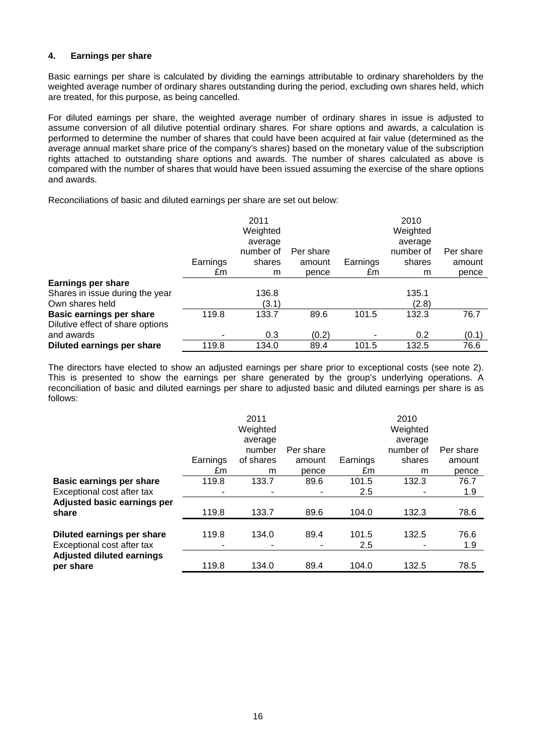## 4. Earnings per share

Basic earnings per share is calculated by dividing the earnings attributable to ordinary shareholders by the weighted average number of ordinary shares outstanding during the period, excluding own shares held, which are treated, for this purpose, as being cancelled.

For diluted earnings per share, the weighted average number of ordinary shares in issue is adjusted to assume conversion of all dilutive potential ordinary shares. For share options and awards, a calculation is performed to determine the number of shares that could have been acquired at fair value (determined as the average annual market share price of the company's shares) based on the monetary value of the subscription rights attached to outstanding share options and awards. The number of shares calculated as above is compared with the number of shares that would have been issued assuming the exercise of the share options and awards.

Reconciliations of basic and diluted earnings per share are set out below:

| | Earnings £m | 2011 Weighted average number of shares m | Per share amount pence | Earnings £m | 2010 Weighted average number of shares m | Per share amount pence |
|---|---|---|---|---|---|---|
| **Earnings per share** | | | | | | |
| Shares in issue during the year | | 136.8 | | | 135.1 | |
| Own shares held | | (3.1) | | | (2.8) | |
| **Basic earnings per share** | 119.8 | 133.7 | 89.6 | 101.5 | 132.3 | 76.7 |
| Dilutive effect of share options and awards | - | 0.3 | (0.2) | - | 0.2 | (0.1) |
| **Diluted earnings per share** | 119.8 | 134.0 | 89.4 | 101.5 | 132.5 | 76.6 |

The directors have elected to show an adjusted earnings per share prior to exceptional costs (see note 2). This is presented to show the earnings per share generated by the group's underlying operations. A reconciliation of basic and diluted earnings per share to adjusted basic and diluted earnings per share is as follows:

| | Earnings £m | 2011 Weighted average number of shares m | Per share amount pence | Earnings £m | 2010 Weighted average number of shares m | Per share amount pence |
|---|---|---|---|---|---|---|
| **Basic earnings per share** | 119.8 | 133.7 | 89.6 | 101.5 | 132.3 | 76.7 |
| Exceptional cost after tax | - | - | - | 2.5 | - | 1.9 |
| **Adjusted basic earnings per share** | 119.8 | 133.7 | 89.6 | 104.0 | 132.3 | 78.6 |
| | | | | | | |
| **Diluted earnings per share** | 119.8 | 134.0 | 89.4 | 101.5 | 132.5 | 76.6 |
| Exceptional cost after tax | - | - | - | 2.5 | - | 1.9 |
| **Adjusted diluted earnings per share** | 119.8 | 134.0 | 89.4 | 104.0 | 132.5 | 78.5 |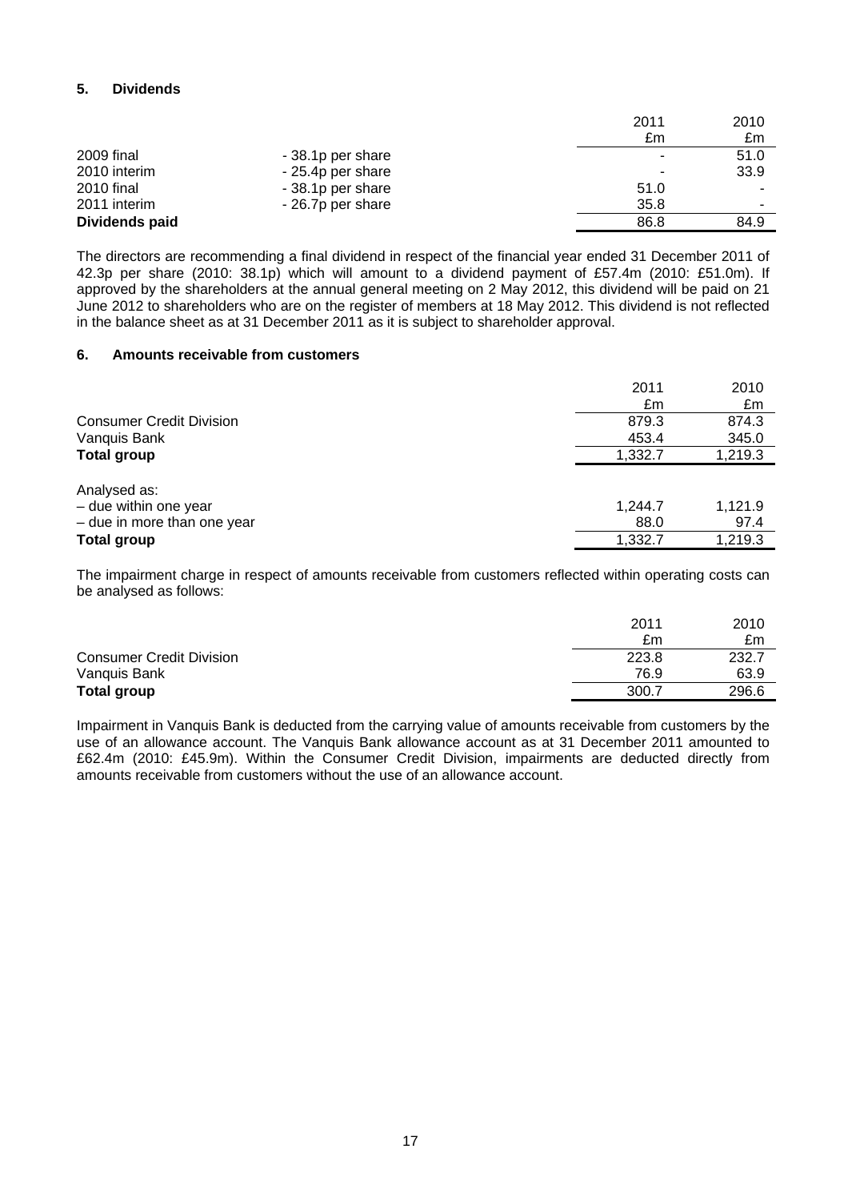## 5. Dividends

| | | 2011 | 2010 |
|---|---|---|---|
| | | £m | £m |
| 2009 final | - 38.1p per share | - | 51.0 |
| 2010 interim | - 25.4p per share | - | 33.9 |
| 2010 final | - 38.1p per share | 51.0 | - |
| 2011 interim | - 26.7p per share | 35.8 | - |
| **Dividends paid** | | 86.8 | 84.9 |

The directors are recommending a final dividend in respect of the financial year ended 31 December 2011 of 42.3p per share (2010: 38.1p) which will amount to a dividend payment of £57.4m (2010: £51.0m). If approved by the shareholders at the annual general meeting on 2 May 2012, this dividend will be paid on 21 June 2012 to shareholders who are on the register of members at 18 May 2012. This dividend is not reflected in the balance sheet as at 31 December 2011 as it is subject to shareholder approval.

## 6. Amounts receivable from customers

| | 2011 | 2010 |
|---|---|---|
| | £m | £m |
| Consumer Credit Division | 879.3 | 874.3 |
| Vanquis Bank | 453.4 | 345.0 |
| **Total group** | 1,332.7 | 1,219.3 |
| | | |
| Analysed as: | | |
| – due within one year | 1,244.7 | 1,121.9 |
| – due in more than one year | 88.0 | 97.4 |
| **Total group** | 1,332.7 | 1,219.3 |

The impairment charge in respect of amounts receivable from customers reflected within operating costs can be analysed as follows:

| | 2011 | 2010 |
|---|---|---|
| | £m | £m |
| Consumer Credit Division | 223.8 | 232.7 |
| Vanquis Bank | 76.9 | 63.9 |
| **Total group** | 300.7 | 296.6 |

Impairment in Vanquis Bank is deducted from the carrying value of amounts receivable from customers by the use of an allowance account. The Vanquis Bank allowance account as at 31 December 2011 amounted to £62.4m (2010: £45.9m). Within the Consumer Credit Division, impairments are deducted directly from amounts receivable from customers without the use of an allowance account.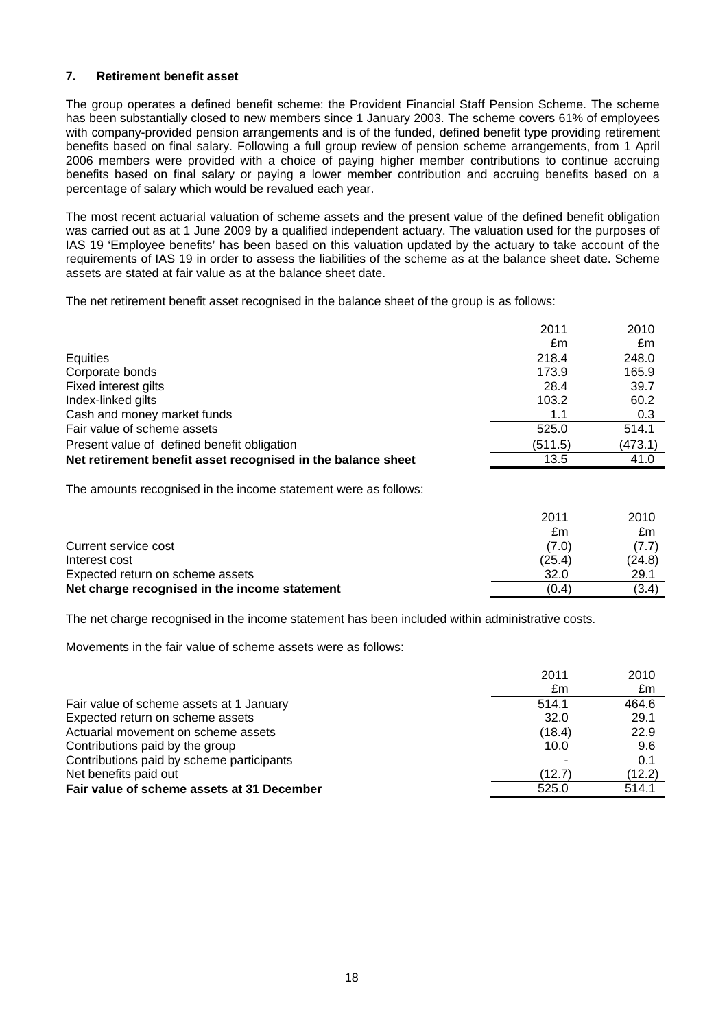## 7. Retirement benefit asset

The group operates a defined benefit scheme: the Provident Financial Staff Pension Scheme. The scheme has been substantially closed to new members since 1 January 2003. The scheme covers 61% of employees with company-provided pension arrangements and is of the funded, defined benefit type providing retirement benefits based on final salary. Following a full group review of pension scheme arrangements, from 1 April 2006 members were provided with a choice of paying higher member contributions to continue accruing benefits based on final salary or paying a lower member contribution and accruing benefits based on a percentage of salary which would be revalued each year.

The most recent actuarial valuation of scheme assets and the present value of the defined benefit obligation was carried out as at 1 June 2009 by a qualified independent actuary. The valuation used for the purposes of IAS 19 'Employee benefits' has been based on this valuation updated by the actuary to take account of the requirements of IAS 19 in order to assess the liabilities of the scheme as at the balance sheet date. Scheme assets are stated at fair value as at the balance sheet date.

The net retirement benefit asset recognised in the balance sheet of the group is as follows:

| | 2011 £m | 2010 £m |
|---|---|---|
| Equities | 218.4 | 248.0 |
| Corporate bonds | 173.9 | 165.9 |
| Fixed interest gilts | 28.4 | 39.7 |
| Index-linked gilts | 103.2 | 60.2 |
| Cash and money market funds | 1.1 | 0.3 |
| Fair value of scheme assets | 525.0 | 514.1 |
| Present value of defined benefit obligation | (511.5) | (473.1) |
| **Net retirement benefit asset recognised in the balance sheet** | 13.5 | 41.0 |

The amounts recognised in the income statement were as follows:

| | 2011 £m | 2010 £m |
|---|---|---|
| Current service cost | (7.0) | (7.7) |
| Interest cost | (25.4) | (24.8) |
| Expected return on scheme assets | 32.0 | 29.1 |
| **Net charge recognised in the income statement** | (0.4) | (3.4) |

The net charge recognised in the income statement has been included within administrative costs.

Movements in the fair value of scheme assets were as follows:

| | 2011 £m | 2010 £m |
|---|---|---|
| Fair value of scheme assets at 1 January | 514.1 | 464.6 |
| Expected return on scheme assets | 32.0 | 29.1 |
| Actuarial movement on scheme assets | (18.4) | 22.9 |
| Contributions paid by the group | 10.0 | 9.6 |
| Contributions paid by scheme participants | - | 0.1 |
| Net benefits paid out | (12.7) | (12.2) |
| **Fair value of scheme assets at 31 December** | 525.0 | 514.1 |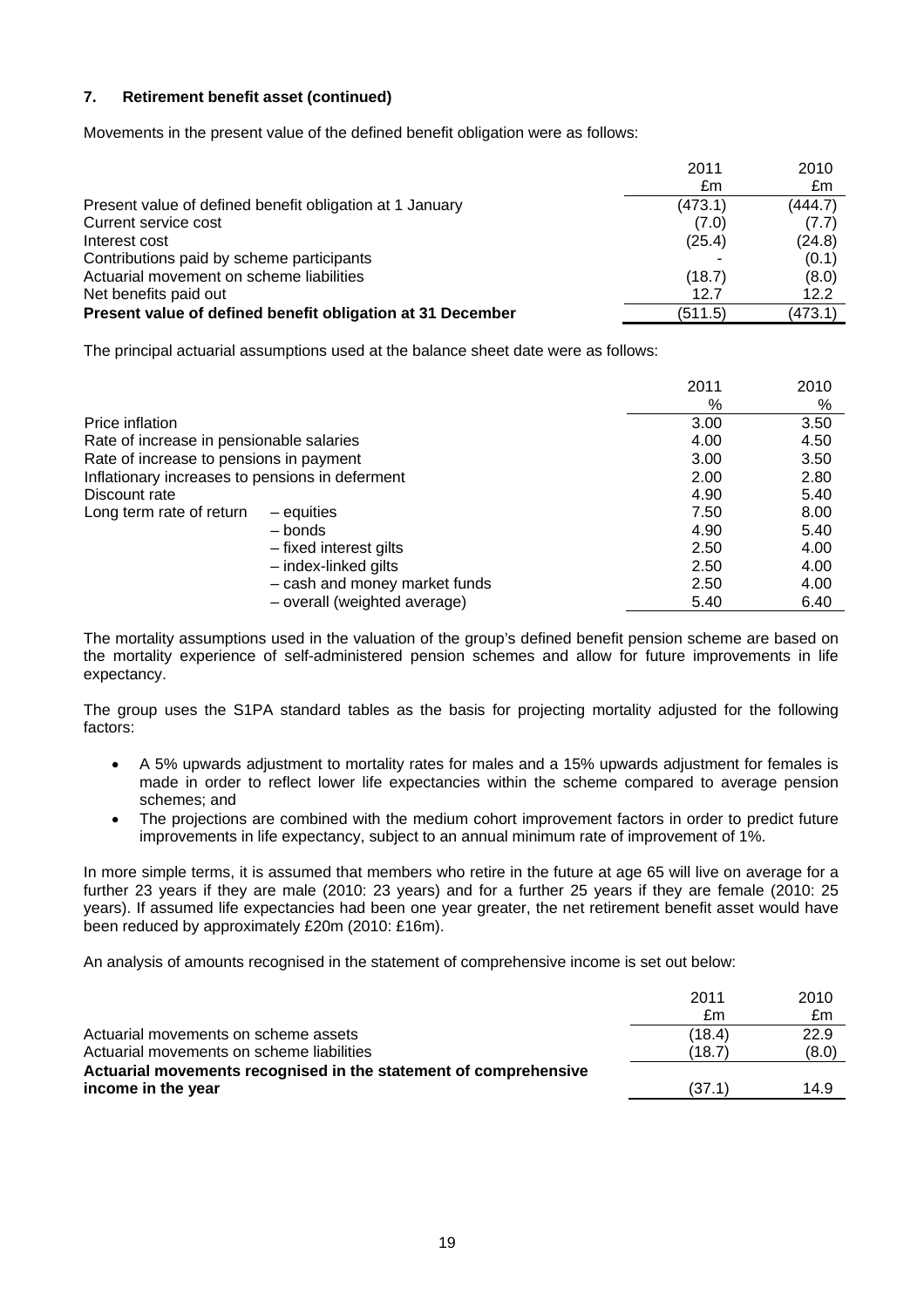### 7. Retirement benefit asset (continued)

Movements in the present value of the defined benefit obligation were as follows:

| | 2011 | 2010 |
|---|---|---|
| | £m | £m |
| Present value of defined benefit obligation at 1 January | (473.1) | (444.7) |
| Current service cost | (7.0) | (7.7) |
| Interest cost | (25.4) | (24.8) |
| Contributions paid by scheme participants | - | (0.1) |
| Actuarial movement on scheme liabilities | (18.7) | (8.0) |
| Net benefits paid out | 12.7 | 12.2 |
| **Present value of defined benefit obligation at 31 December** | (511.5) | (473.1) |

The principal actuarial assumptions used at the balance sheet date were as follows:

| | | 2011 | 2010 |
|---|---|---|---|
| | | % | % |
| Price inflation | | 3.00 | 3.50 |
| Rate of increase in pensionable salaries | | 4.00 | 4.50 |
| Rate of increase to pensions in payment | | 3.00 | 3.50 |
| Inflationary increases to pensions in deferment | | 2.00 | 2.80 |
| Discount rate | | 4.90 | 5.40 |
| Long term rate of return | – equities | 7.50 | 8.00 |
| | – bonds | 4.90 | 5.40 |
| | – fixed interest gilts | 2.50 | 4.00 |
| | – index-linked gilts | 2.50 | 4.00 |
| | – cash and money market funds | 2.50 | 4.00 |
| | – overall (weighted average) | 5.40 | 6.40 |

The mortality assumptions used in the valuation of the group's defined benefit pension scheme are based on the mortality experience of self-administered pension schemes and allow for future improvements in life expectancy.

The group uses the S1PA standard tables as the basis for projecting mortality adjusted for the following factors:

- A 5% upwards adjustment to mortality rates for males and a 15% upwards adjustment for females is made in order to reflect lower life expectancies within the scheme compared to average pension schemes; and
- The projections are combined with the medium cohort improvement factors in order to predict future improvements in life expectancy, subject to an annual minimum rate of improvement of 1%.

In more simple terms, it is assumed that members who retire in the future at age 65 will live on average for a further 23 years if they are male (2010: 23 years) and for a further 25 years if they are female (2010: 25 years). If assumed life expectancies had been one year greater, the net retirement benefit asset would have been reduced by approximately £20m (2010: £16m).

An analysis of amounts recognised in the statement of comprehensive income is set out below:

| | 2011 | 2010 |
|---|---|---|
| | £m | £m |
| Actuarial movements on scheme assets | (18.4) | 22.9 |
| Actuarial movements on scheme liabilities | (18.7) | (8.0) |
| **Actuarial movements recognised in the statement of comprehensive income in the year** | (37.1) | 14.9 |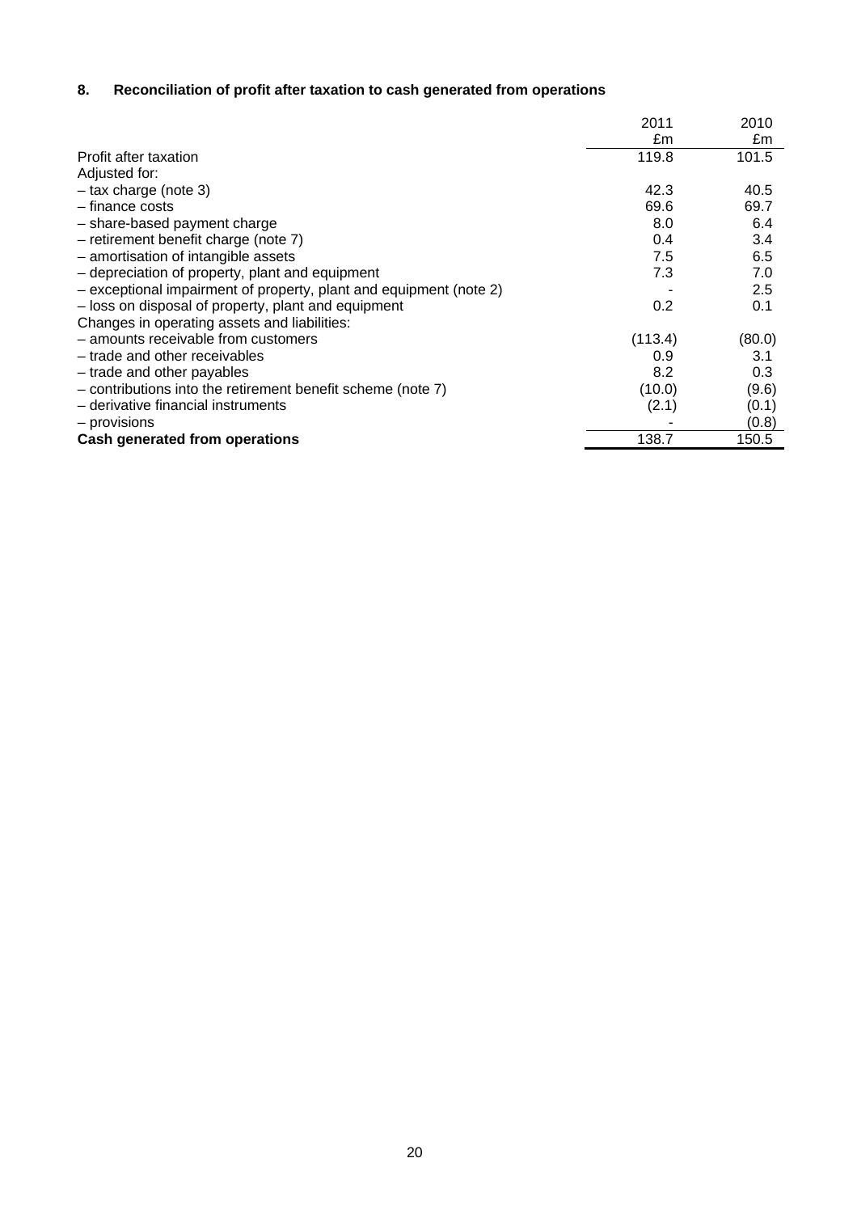## 8. Reconciliation of profit after taxation to cash generated from operations

| | 2011 £m | 2010 £m |
|---|---|---|
| Profit after taxation | 119.8 | 101.5 |
| Adjusted for: | | |
| – tax charge (note 3) | 42.3 | 40.5 |
| – finance costs | 69.6 | 69.7 |
| – share-based payment charge | 8.0 | 6.4 |
| – retirement benefit charge (note 7) | 0.4 | 3.4 |
| – amortisation of intangible assets | 7.5 | 6.5 |
| – depreciation of property, plant and equipment | 7.3 | 7.0 |
| – exceptional impairment of property, plant and equipment (note 2) | - | 2.5 |
| – loss on disposal of property, plant and equipment | 0.2 | 0.1 |
| Changes in operating assets and liabilities: | | |
| – amounts receivable from customers | (113.4) | (80.0) |
| – trade and other receivables | 0.9 | 3.1 |
| – trade and other payables | 8.2 | 0.3 |
| – contributions into the retirement benefit scheme (note 7) | (10.0) | (9.6) |
| – derivative financial instruments | (2.1) | (0.1) |
| – provisions | - | (0.8) |
| **Cash generated from operations** | 138.7 | 150.5 |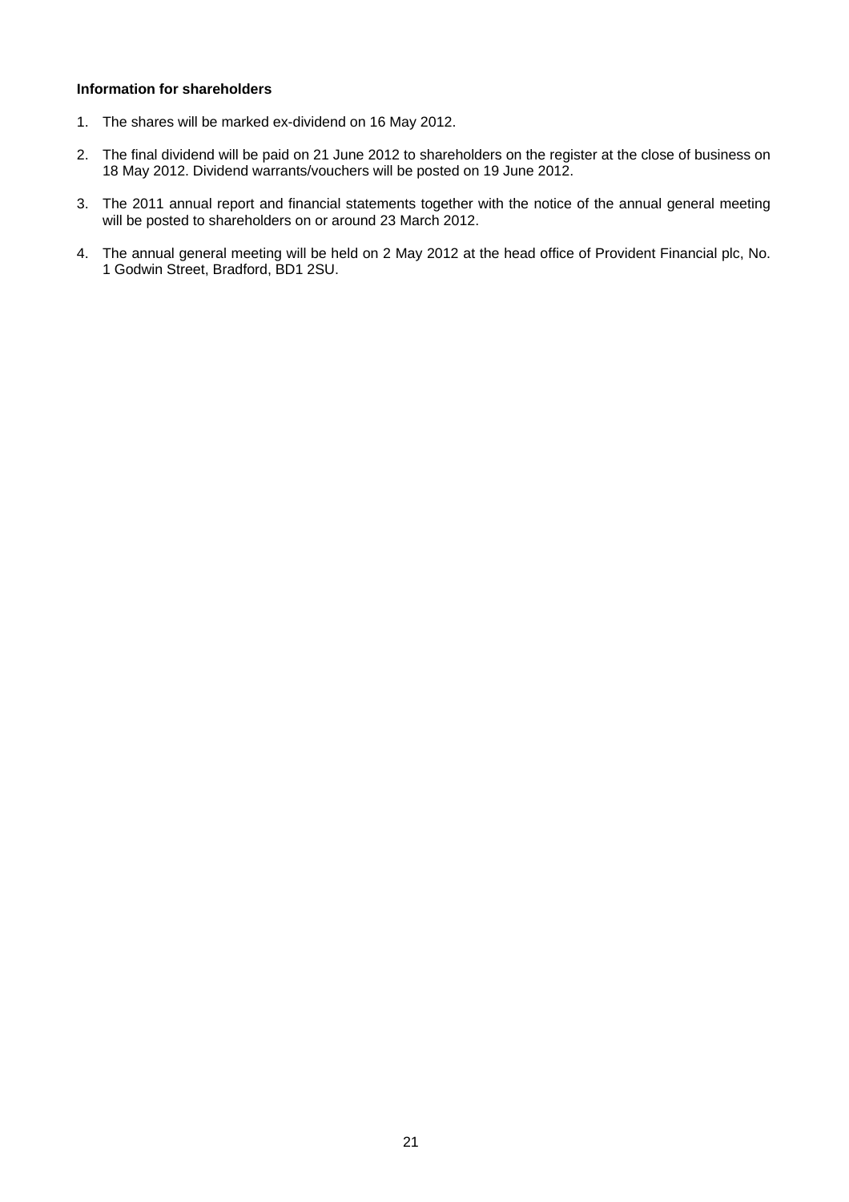**Information for shareholders**

1. The shares will be marked ex-dividend on 16 May 2012.
2. The final dividend will be paid on 21 June 2012 to shareholders on the register at the close of business on 18 May 2012. Dividend warrants/vouchers will be posted on 19 June 2012.
3. The 2011 annual report and financial statements together with the notice of the annual general meeting will be posted to shareholders on or around 23 March 2012.
4. The annual general meeting will be held on 2 May 2012 at the head office of Provident Financial plc, No. 1 Godwin Street, Bradford, BD1 2SU.